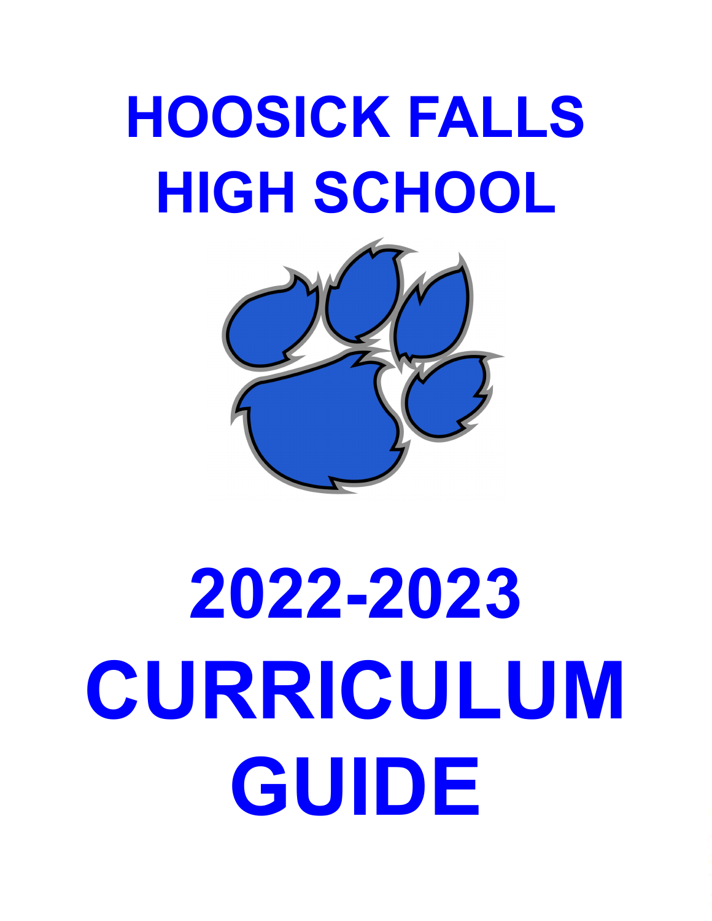# HOOSICK FALLS HIGH SCHOOL

# 2022-2023 CURRICULUM GUIDE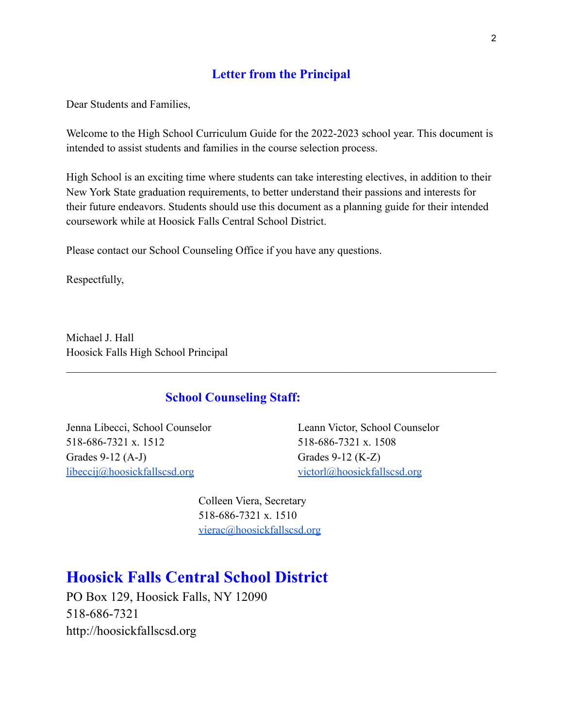## Letter from the Principal

Dear Students and Families,

Welcome to the High School Curriculum Guide for the 2022-2023 school year. This document is intended to assist students and families in the course selection process.

High School is an exciting time where students can take interesting electives, in addition to their New York State graduation requirements, to better understand their passions and interests for their future endeavors. Students should use this document as a planning guide for their intended coursework while at Hoosick Falls Central School District.

Please contact our School Counseling Office if you have any questions.

Respectfully,

Michael J. Hall
Hoosick Falls High School Principal

---

## School Counseling Staff:

Jenna Libecci, School Counselor
518-686-7321 x. 1512
Grades 9-12 (A-J)
libeccij@hoosickfallscsd.org

Leann Victor, School Counselor
518-686-7321 x. 1508
Grades 9-12 (K-Z)
victorl@hoosickfallscsd.org

Colleen Viera, Secretary
518-686-7321 x. 1510
vierac@hoosickfallscsd.org

# Hoosick Falls Central School District

PO Box 129, Hoosick Falls, NY 12090
518-686-7321
http://hoosickfallscsd.org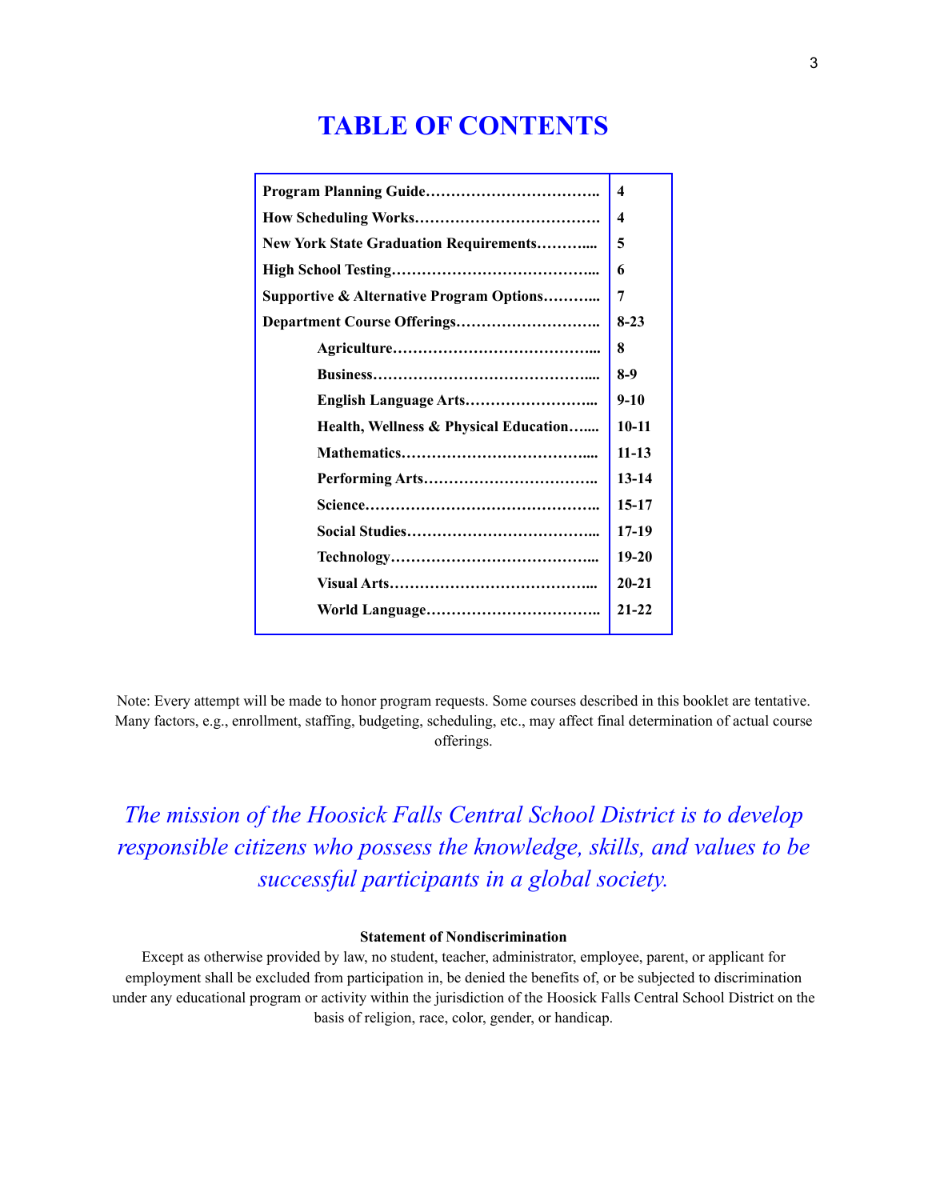# TABLE OF CONTENTS

| Section | Page |
|---|---|
| **Program Planning Guide……………………………..** | **4** |
| **How Scheduling Works………………………………** | **4** |
| **New York State Graduation Requirements………....** | **5** |
| **High School Testing…………………………………..** | **6** |
| **Supportive & Alternative Program Options………..** | **7** |
| **Department Course Offerings………………………..** | **8-23** |
| **Agriculture…………………………………..** | **8** |
| **Business……………………………………....** | **8-9** |
| **English Language Arts……………………..** | **9-10** |
| **Health, Wellness & Physical Education…....** | **10-11** |
| **Mathematics………………………………....** | **11-13** |
| **Performing Arts……………………………..** | **13-14** |
| **Science………………………………………..** | **15-17** |
| **Social Studies………………………………..** | **17-19** |
| **Technology…………………………………..** | **19-20** |
| **Visual Arts…………………………………...** | **20-21** |
| **World Language……………………………..** | **21-22** |

Note: Every attempt will be made to honor program requests. Some courses described in this booklet are tentative. Many factors, e.g., enrollment, staffing, budgeting, scheduling, etc., may affect final determination of actual course offerings.

*The mission of the Hoosick Falls Central School District is to develop responsible citizens who possess the knowledge, skills, and values to be successful participants in a global society.*

**Statement of Nondiscrimination**

Except as otherwise provided by law, no student, teacher, administrator, employee, parent, or applicant for employment shall be excluded from participation in, be denied the benefits of, or be subjected to discrimination under any educational program or activity within the jurisdiction of the Hoosick Falls Central School District on the basis of religion, race, color, gender, or handicap.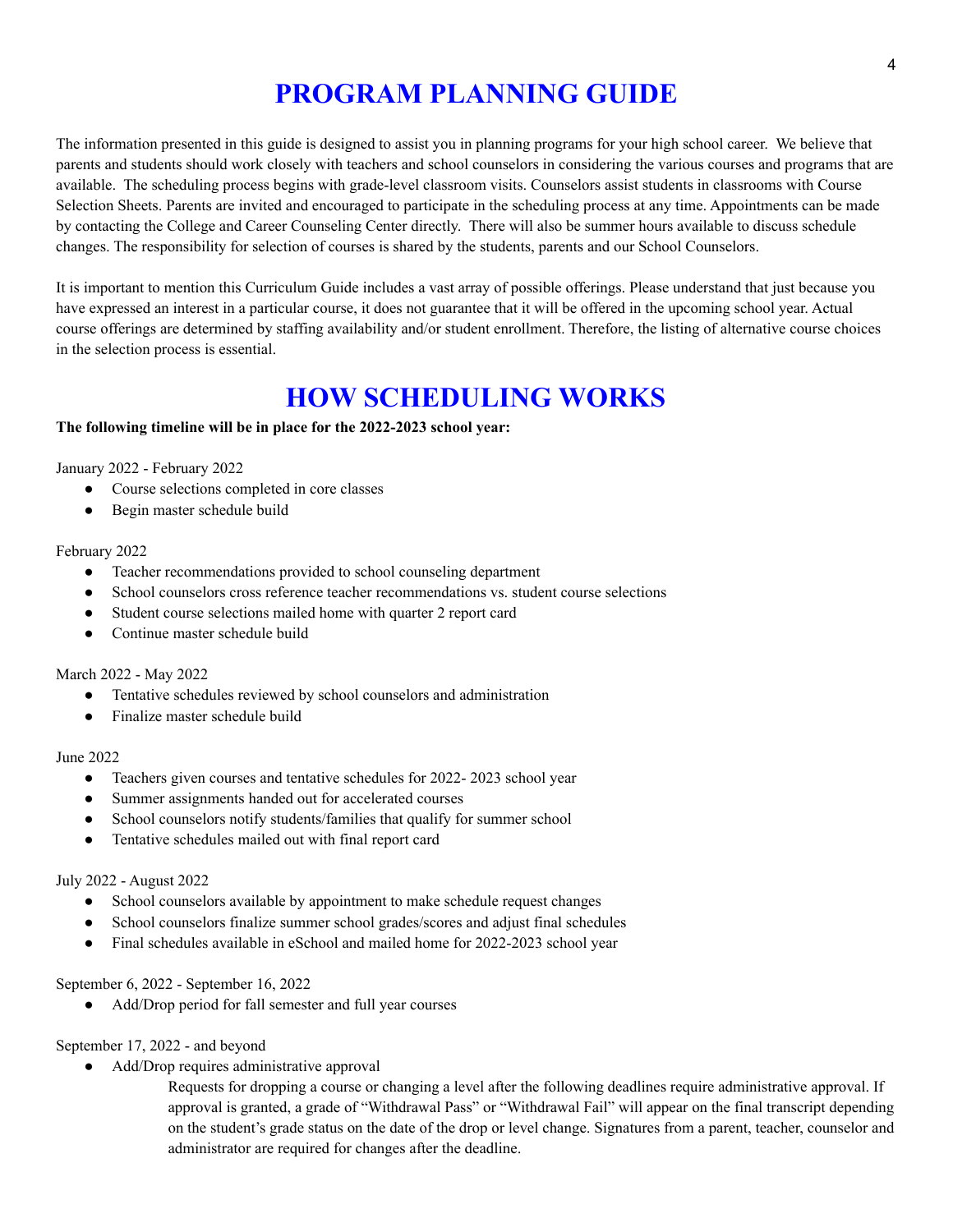# PROGRAM PLANNING GUIDE

The information presented in this guide is designed to assist you in planning programs for your high school career. We believe that parents and students should work closely with teachers and school counselors in considering the various courses and programs that are available. The scheduling process begins with grade-level classroom visits. Counselors assist students in classrooms with Course Selection Sheets. Parents are invited and encouraged to participate in the scheduling process at any time. Appointments can be made by contacting the College and Career Counseling Center directly. There will also be summer hours available to discuss schedule changes. The responsibility for selection of courses is shared by the students, parents and our School Counselors.

It is important to mention this Curriculum Guide includes a vast array of possible offerings. Please understand that just because you have expressed an interest in a particular course, it does not guarantee that it will be offered in the upcoming school year. Actual course offerings are determined by staffing availability and/or student enrollment. Therefore, the listing of alternative course choices in the selection process is essential.

# HOW SCHEDULING WORKS

**The following timeline will be in place for the 2022-2023 school year:**

January 2022 - February 2022

- Course selections completed in core classes
- Begin master schedule build

February 2022

- Teacher recommendations provided to school counseling department
- School counselors cross reference teacher recommendations vs. student course selections
- Student course selections mailed home with quarter 2 report card
- Continue master schedule build

March 2022 - May 2022

- Tentative schedules reviewed by school counselors and administration
- Finalize master schedule build

June 2022

- Teachers given courses and tentative schedules for 2022- 2023 school year
- Summer assignments handed out for accelerated courses
- School counselors notify students/families that qualify for summer school
- Tentative schedules mailed out with final report card

July 2022 - August 2022

- School counselors available by appointment to make schedule request changes
- School counselors finalize summer school grades/scores and adjust final schedules
- Final schedules available in eSchool and mailed home for 2022-2023 school year

September 6, 2022 - September 16, 2022

- Add/Drop period for fall semester and full year courses

September 17, 2022 - and beyond

- Add/Drop requires administrative approval

  Requests for dropping a course or changing a level after the following deadlines require administrative approval. If approval is granted, a grade of "Withdrawal Pass" or "Withdrawal Fail" will appear on the final transcript depending on the student's grade status on the date of the drop or level change. Signatures from a parent, teacher, counselor and administrator are required for changes after the deadline.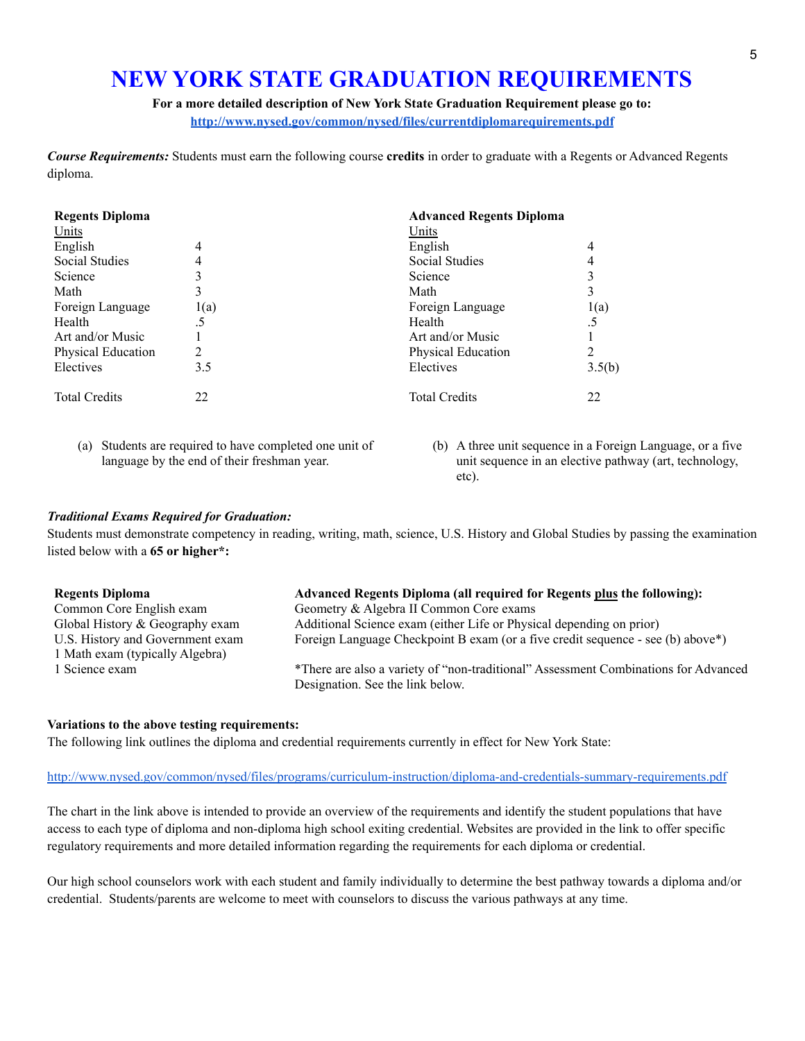# NEW YORK STATE GRADUATION REQUIREMENTS

**For a more detailed description of New York State Graduation Requirement please go to:**
**http://www.nysed.gov/common/nysed/files/currentdiplomarequirements.pdf**

***Course Requirements:*** Students must earn the following course **credits** in order to graduate with a Regents or Advanced Regents diploma.

| **Regents Diploma** | | **Advanced Regents Diploma** | |
|---|---|---|---|
| Units | | Units | |
| English | 4 | English | 4 |
| Social Studies | 4 | Social Studies | 4 |
| Science | 3 | Science | 3 |
| Math | 3 | Math | 3 |
| Foreign Language | 1(a) | Foreign Language | 1(a) |
| Health | .5 | Health | .5 |
| Art and/or Music | 1 | Art and/or Music | 1 |
| Physical Education | 2 | Physical Education | 2 |
| Electives | 3.5 | Electives | 3.5(b) |
| Total Credits | 22 | Total Credits | 22 |

(a) Students are required to have completed one unit of language by the end of their freshman year.

(b) A three unit sequence in a Foreign Language, or a five unit sequence in an elective pathway (art, technology, etc).

***Traditional Exams Required for Graduation:***
Students must demonstrate competency in reading, writing, math, science, U.S. History and Global Studies by passing the examination listed below with a **65 or higher*:**

**Regents Diploma**
- Common Core English exam
- Global History & Geography exam
- U.S. History and Government exam
- 1 Math exam (typically Algebra)
- 1 Science exam

**Advanced Regents Diploma (all required for Regents plus the following):**
- Geometry & Algebra II Common Core exams
- Additional Science exam (either Life or Physical depending on prior)
- Foreign Language Checkpoint B exam (or a five credit sequence - see (b) above*)

*There are also a variety of "non-traditional" Assessment Combinations for Advanced Designation. See the link below.

**Variations to the above testing requirements:**
The following link outlines the diploma and credential requirements currently in effect for New York State:

http://www.nysed.gov/common/nysed/files/programs/curriculum-instruction/diploma-and-credentials-summary-requirements.pdf

The chart in the link above is intended to provide an overview of the requirements and identify the student populations that have access to each type of diploma and non-diploma high school exiting credential. Websites are provided in the link to offer specific regulatory requirements and more detailed information regarding the requirements for each diploma or credential.

Our high school counselors work with each student and family individually to determine the best pathway towards a diploma and/or credential. Students/parents are welcome to meet with counselors to discuss the various pathways at any time.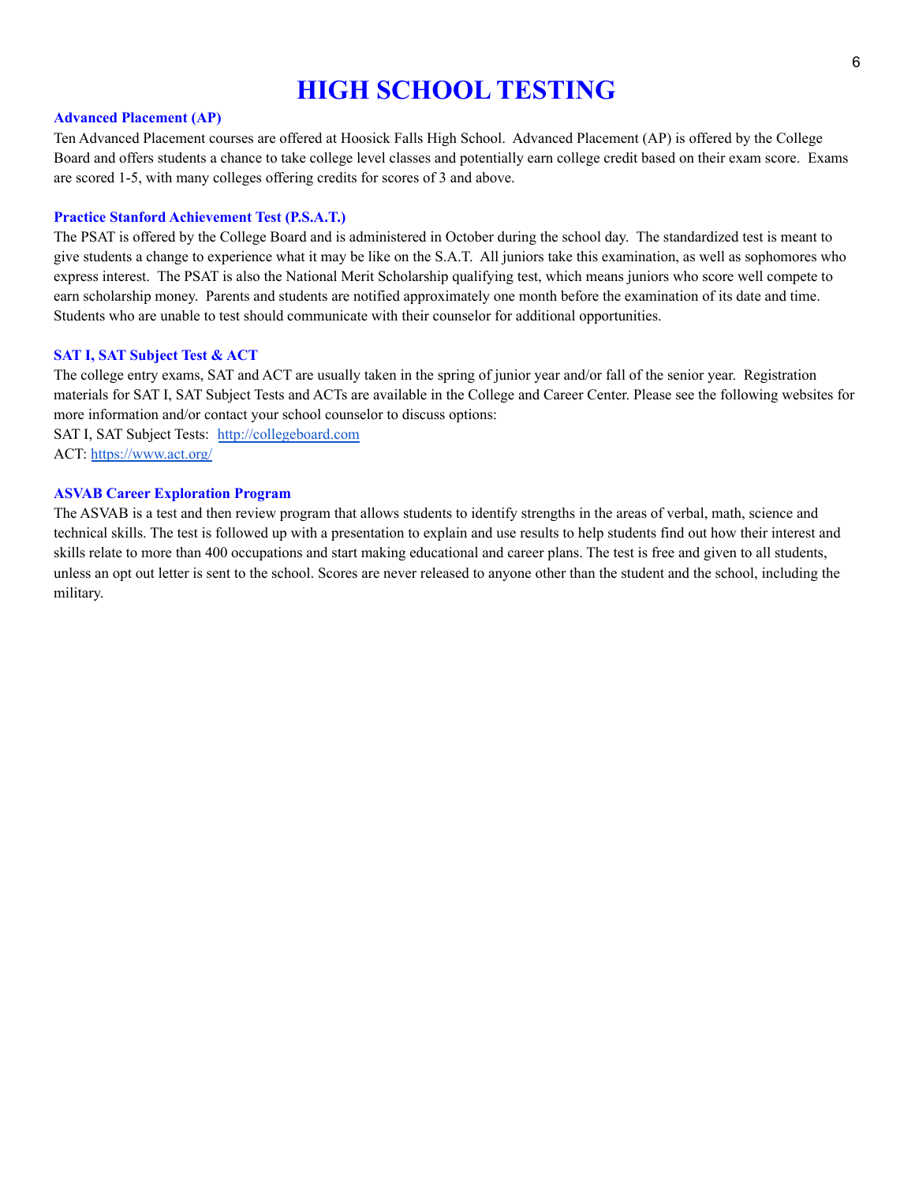# HIGH SCHOOL TESTING

### Advanced Placement (AP)

Ten Advanced Placement courses are offered at Hoosick Falls High School. Advanced Placement (AP) is offered by the College Board and offers students a chance to take college level classes and potentially earn college credit based on their exam score. Exams are scored 1-5, with many colleges offering credits for scores of 3 and above.

### Practice Stanford Achievement Test (P.S.A.T.)

The PSAT is offered by the College Board and is administered in October during the school day. The standardized test is meant to give students a change to experience what it may be like on the S.A.T. All juniors take this examination, as well as sophomores who express interest. The PSAT is also the National Merit Scholarship qualifying test, which means juniors who score well compete to earn scholarship money. Parents and students are notified approximately one month before the examination of its date and time. Students who are unable to test should communicate with their counselor for additional opportunities.

### SAT I, SAT Subject Test & ACT

The college entry exams, SAT and ACT are usually taken in the spring of junior year and/or fall of the senior year. Registration materials for SAT I, SAT Subject Tests and ACTs are available in the College and Career Center. Please see the following websites for more information and/or contact your school counselor to discuss options:

SAT I, SAT Subject Tests: [http://collegeboard.com](http://collegeboard.com)

ACT: [https://www.act.org/](https://www.act.org/)

### ASVAB Career Exploration Program

The ASVAB is a test and then review program that allows students to identify strengths in the areas of verbal, math, science and technical skills. The test is followed up with a presentation to explain and use results to help students find out how their interest and skills relate to more than 400 occupations and start making educational and career plans. The test is free and given to all students, unless an opt out letter is sent to the school. Scores are never released to anyone other than the student and the school, including the military.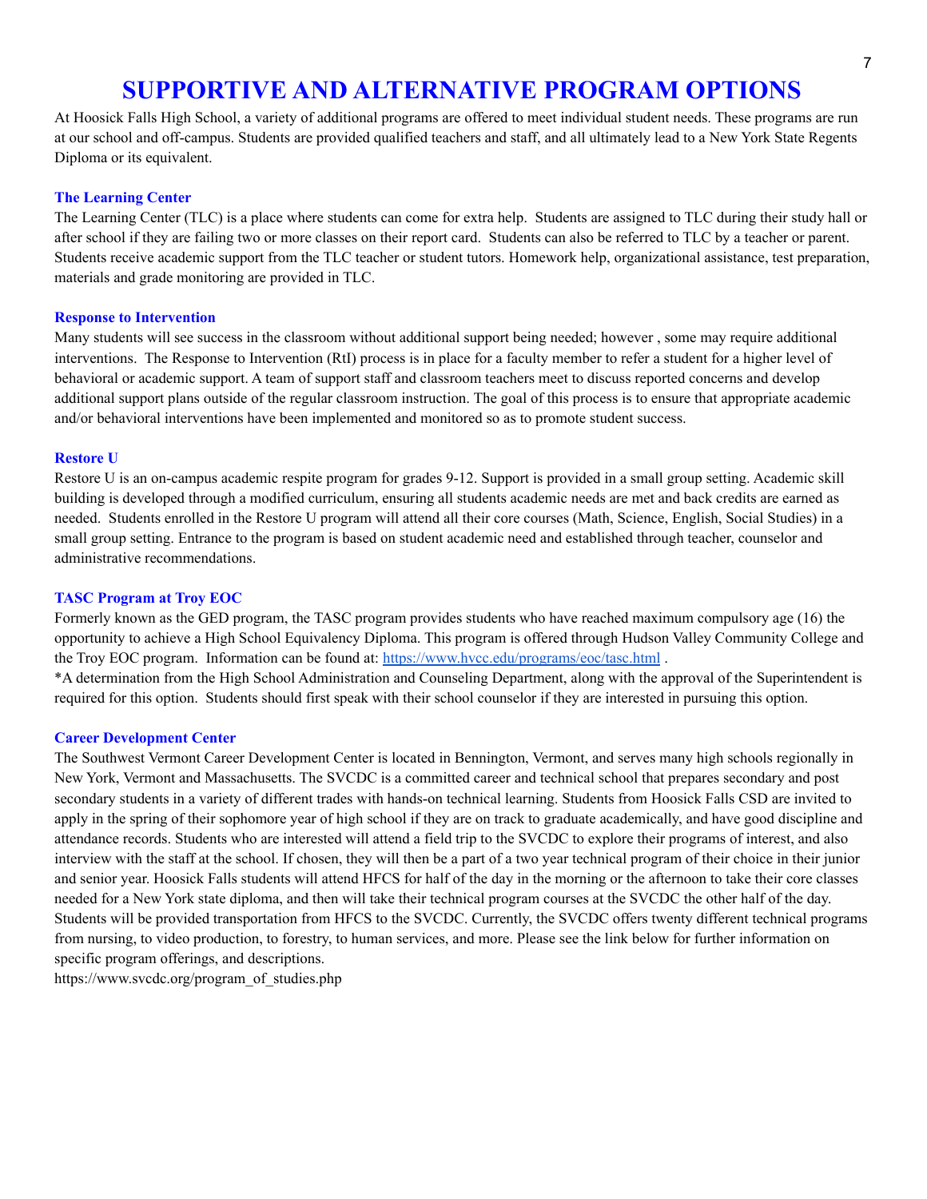# SUPPORTIVE AND ALTERNATIVE PROGRAM OPTIONS

At Hoosick Falls High School, a variety of additional programs are offered to meet individual student needs. These programs are run at our school and off-campus. Students are provided qualified teachers and staff, and all ultimately lead to a New York State Regents Diploma or its equivalent.

### The Learning Center

The Learning Center (TLC) is a place where students can come for extra help. Students are assigned to TLC during their study hall or after school if they are failing two or more classes on their report card. Students can also be referred to TLC by a teacher or parent. Students receive academic support from the TLC teacher or student tutors. Homework help, organizational assistance, test preparation, materials and grade monitoring are provided in TLC.

### Response to Intervention

Many students will see success in the classroom without additional support being needed; however , some may require additional interventions. The Response to Intervention (RtI) process is in place for a faculty member to refer a student for a higher level of behavioral or academic support. A team of support staff and classroom teachers meet to discuss reported concerns and develop additional support plans outside of the regular classroom instruction. The goal of this process is to ensure that appropriate academic and/or behavioral interventions have been implemented and monitored so as to promote student success.

### Restore U

Restore U is an on-campus academic respite program for grades 9-12. Support is provided in a small group setting. Academic skill building is developed through a modified curriculum, ensuring all students academic needs are met and back credits are earned as needed. Students enrolled in the Restore U program will attend all their core courses (Math, Science, English, Social Studies) in a small group setting. Entrance to the program is based on student academic need and established through teacher, counselor and administrative recommendations.

### TASC Program at Troy EOC

Formerly known as the GED program, the TASC program provides students who have reached maximum compulsory age (16) the opportunity to achieve a High School Equivalency Diploma. This program is offered through Hudson Valley Community College and the Troy EOC program. Information can be found at: https://www.hvcc.edu/programs/eoc/tasc.html .

*A determination from the High School Administration and Counseling Department, along with the approval of the Superintendent is required for this option. Students should first speak with their school counselor if they are interested in pursuing this option.

### Career Development Center

The Southwest Vermont Career Development Center is located in Bennington, Vermont, and serves many high schools regionally in New York, Vermont and Massachusetts. The SVCDC is a committed career and technical school that prepares secondary and post secondary students in a variety of different trades with hands-on technical learning. Students from Hoosick Falls CSD are invited to apply in the spring of their sophomore year of high school if they are on track to graduate academically, and have good discipline and attendance records. Students who are interested will attend a field trip to the SVCDC to explore their programs of interest, and also interview with the staff at the school. If chosen, they will then be a part of a two year technical program of their choice in their junior and senior year. Hoosick Falls students will attend HFCS for half of the day in the morning or the afternoon to take their core classes needed for a New York state diploma, and then will take their technical program courses at the SVCDC the other half of the day. Students will be provided transportation from HFCS to the SVCDC. Currently, the SVCDC offers twenty different technical programs from nursing, to video production, to forestry, to human services, and more. Please see the link below for further information on specific program offerings, and descriptions.

https://www.svcdc.org/program_of_studies.php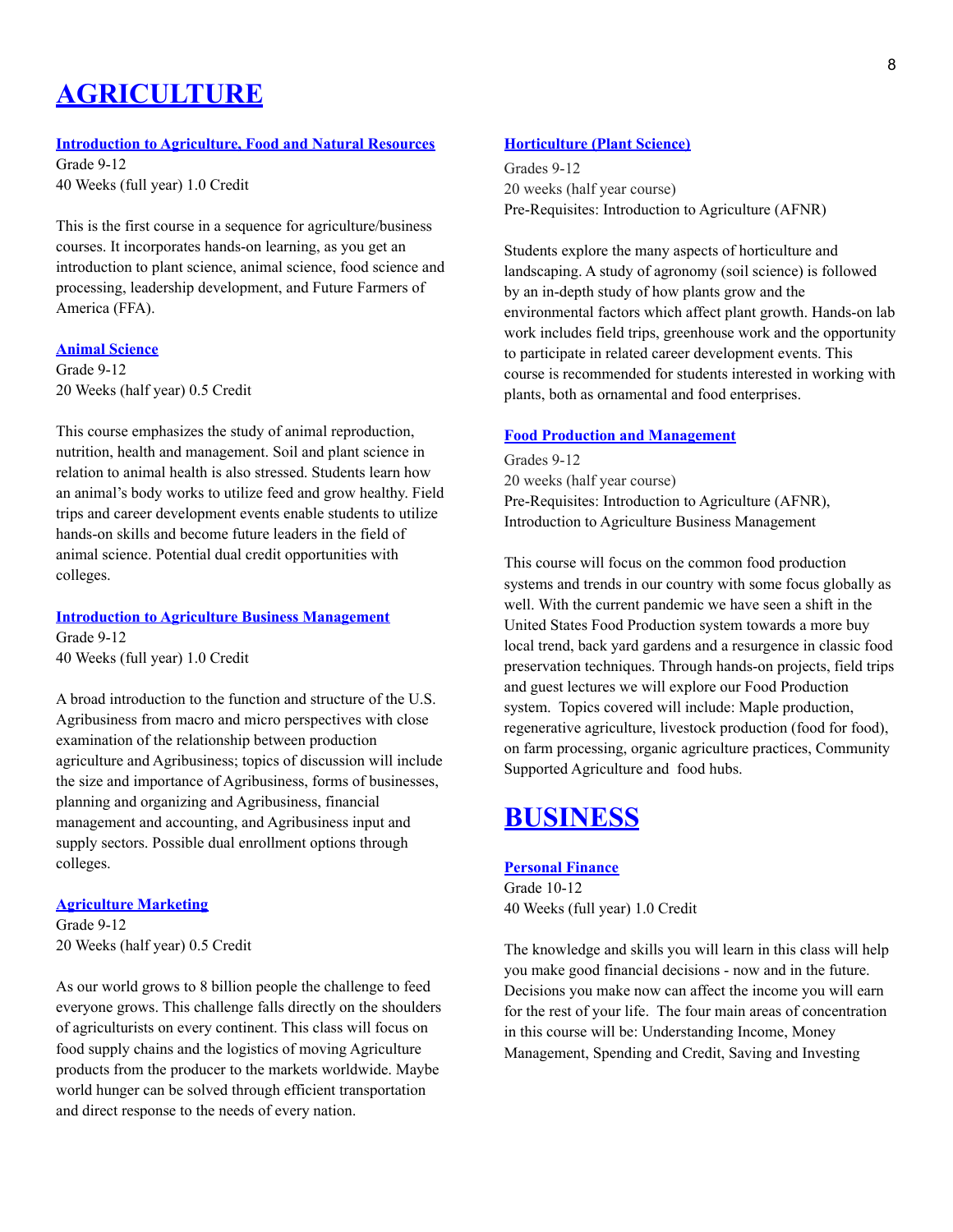# AGRICULTURE

### Introduction to Agriculture, Food and Natural Resources

Grade 9-12
40 Weeks (full year) 1.0 Credit

This is the first course in a sequence for agriculture/business courses. It incorporates hands-on learning, as you get an introduction to plant science, animal science, food science and processing, leadership development, and Future Farmers of America (FFA).

### Animal Science

Grade 9-12
20 Weeks (half year) 0.5 Credit

This course emphasizes the study of animal reproduction, nutrition, health and management. Soil and plant science in relation to animal health is also stressed. Students learn how an animal's body works to utilize feed and grow healthy. Field trips and career development events enable students to utilize hands-on skills and become future leaders in the field of animal science. Potential dual credit opportunities with colleges.

### Introduction to Agriculture Business Management

Grade 9-12
40 Weeks (full year) 1.0 Credit

A broad introduction to the function and structure of the U.S. Agribusiness from macro and micro perspectives with close examination of the relationship between production agriculture and Agribusiness; topics of discussion will include the size and importance of Agribusiness, forms of businesses, planning and organizing and Agribusiness, financial management and accounting, and Agribusiness input and supply sectors. Possible dual enrollment options through colleges.

### Agriculture Marketing

Grade 9-12
20 Weeks (half year) 0.5 Credit

As our world grows to 8 billion people the challenge to feed everyone grows. This challenge falls directly on the shoulders of agriculturists on every continent. This class will focus on food supply chains and the logistics of moving Agriculture products from the producer to the markets worldwide. Maybe world hunger can be solved through efficient transportation and direct response to the needs of every nation.

### Horticulture (Plant Science)

Grades 9-12
20 weeks (half year course)
Pre-Requisites: Introduction to Agriculture (AFNR)

Students explore the many aspects of horticulture and landscaping. A study of agronomy (soil science) is followed by an in-depth study of how plants grow and the environmental factors which affect plant growth. Hands-on lab work includes field trips, greenhouse work and the opportunity to participate in related career development events. This course is recommended for students interested in working with plants, both as ornamental and food enterprises.

### Food Production and Management

Grades 9-12
20 weeks (half year course)
Pre-Requisites: Introduction to Agriculture (AFNR), Introduction to Agriculture Business Management

This course will focus on the common food production systems and trends in our country with some focus globally as well. With the current pandemic we have seen a shift in the United States Food Production system towards a more buy local trend, back yard gardens and a resurgence in classic food preservation techniques. Through hands-on projects, field trips and guest lectures we will explore our Food Production system. Topics covered will include: Maple production, regenerative agriculture, livestock production (food for food), on farm processing, organic agriculture practices, Community Supported Agriculture and food hubs.

# BUSINESS

### Personal Finance

Grade 10-12
40 Weeks (full year) 1.0 Credit

The knowledge and skills you will learn in this class will help you make good financial decisions - now and in the future. Decisions you make now can affect the income you will earn for the rest of your life. The four main areas of concentration in this course will be: Understanding Income, Money Management, Spending and Credit, Saving and Investing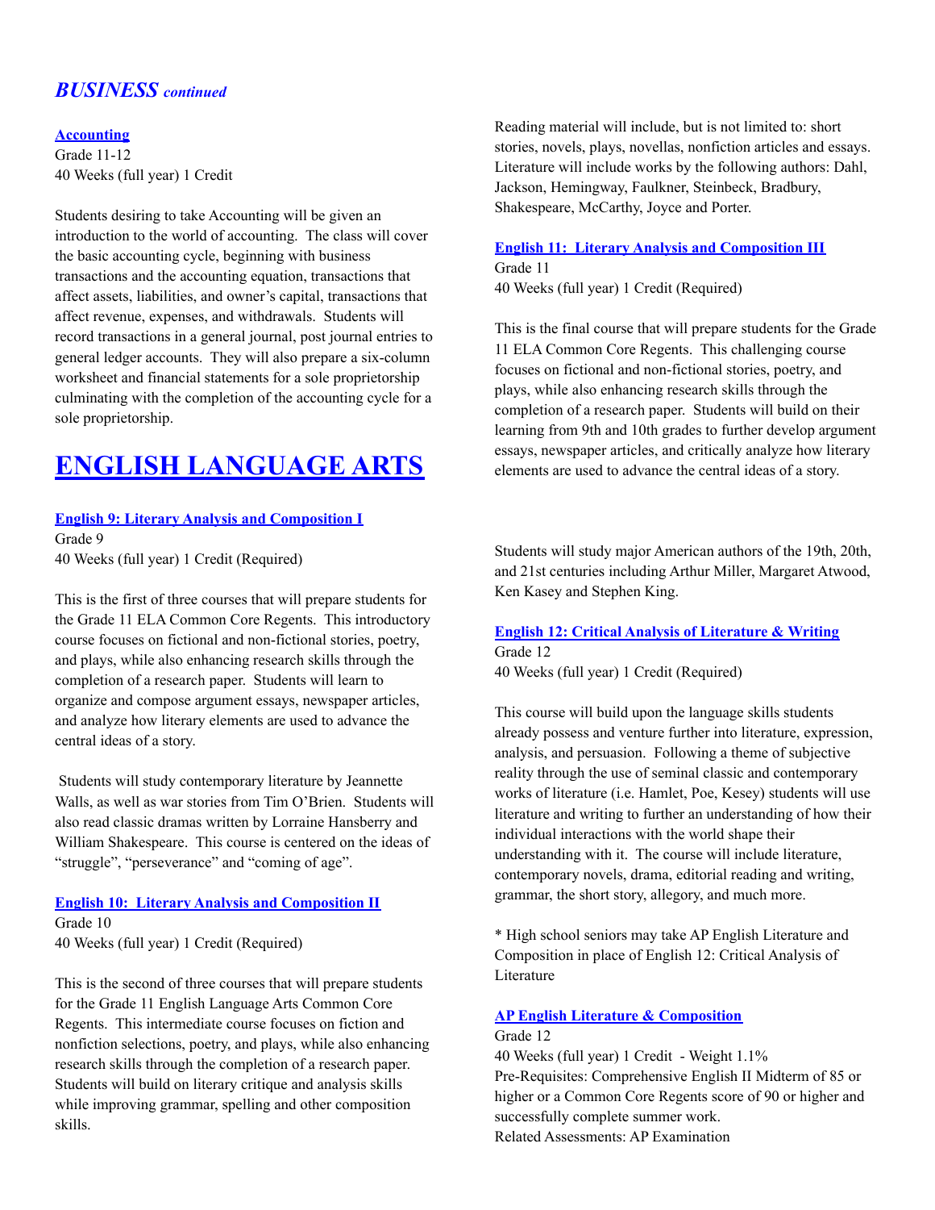## *BUSINESS continued*

### Accounting

Grade 11-12

40 Weeks (full year) 1 Credit

Students desiring to take Accounting will be given an introduction to the world of accounting. The class will cover the basic accounting cycle, beginning with business transactions and the accounting equation, transactions that affect assets, liabilities, and owner's capital, transactions that affect revenue, expenses, and withdrawals. Students will record transactions in a general journal, post journal entries to general ledger accounts. They will also prepare a six-column worksheet and financial statements for a sole proprietorship culminating with the completion of the accounting cycle for a sole proprietorship.

# ENGLISH LANGUAGE ARTS

### English 9: Literary Analysis and Composition I

Grade 9

40 Weeks (full year) 1 Credit (Required)

This is the first of three courses that will prepare students for the Grade 11 ELA Common Core Regents. This introductory course focuses on fictional and non-fictional stories, poetry, and plays, while also enhancing research skills through the completion of a research paper. Students will learn to organize and compose argument essays, newspaper articles, and analyze how literary elements are used to advance the central ideas of a story.

Students will study contemporary literature by Jeannette Walls, as well as war stories from Tim O'Brien. Students will also read classic dramas written by Lorraine Hansberry and William Shakespeare. This course is centered on the ideas of "struggle", "perseverance" and "coming of age".

### English 10: Literary Analysis and Composition II

Grade 10

40 Weeks (full year) 1 Credit (Required)

This is the second of three courses that will prepare students for the Grade 11 English Language Arts Common Core Regents. This intermediate course focuses on fiction and nonfiction selections, poetry, and plays, while also enhancing research skills through the completion of a research paper. Students will build on literary critique and analysis skills while improving grammar, spelling and other composition skills.

Reading material will include, but is not limited to: short stories, novels, plays, novellas, nonfiction articles and essays. Literature will include works by the following authors: Dahl, Jackson, Hemingway, Faulkner, Steinbeck, Bradbury, Shakespeare, McCarthy, Joyce and Porter.

### English 11: Literary Analysis and Composition III

Grade 11

40 Weeks (full year) 1 Credit (Required)

This is the final course that will prepare students for the Grade 11 ELA Common Core Regents. This challenging course focuses on fictional and non-fictional stories, poetry, and plays, while also enhancing research skills through the completion of a research paper. Students will build on their learning from 9th and 10th grades to further develop argument essays, newspaper articles, and critically analyze how literary elements are used to advance the central ideas of a story.

Students will study major American authors of the 19th, 20th, and 21st centuries including Arthur Miller, Margaret Atwood, Ken Kasey and Stephen King.

### English 12: Critical Analysis of Literature & Writing

Grade 12

40 Weeks (full year) 1 Credit (Required)

This course will build upon the language skills students already possess and venture further into literature, expression, analysis, and persuasion. Following a theme of subjective reality through the use of seminal classic and contemporary works of literature (i.e. Hamlet, Poe, Kesey) students will use literature and writing to further an understanding of how their individual interactions with the world shape their understanding with it. The course will include literature, contemporary novels, drama, editorial reading and writing, grammar, the short story, allegory, and much more.

* High school seniors may take AP English Literature and Composition in place of English 12: Critical Analysis of Literature

### AP English Literature & Composition

Grade 12

40 Weeks (full year) 1 Credit - Weight 1.1%

Pre-Requisites: Comprehensive English II Midterm of 85 or higher or a Common Core Regents score of 90 or higher and successfully complete summer work.

Related Assessments: AP Examination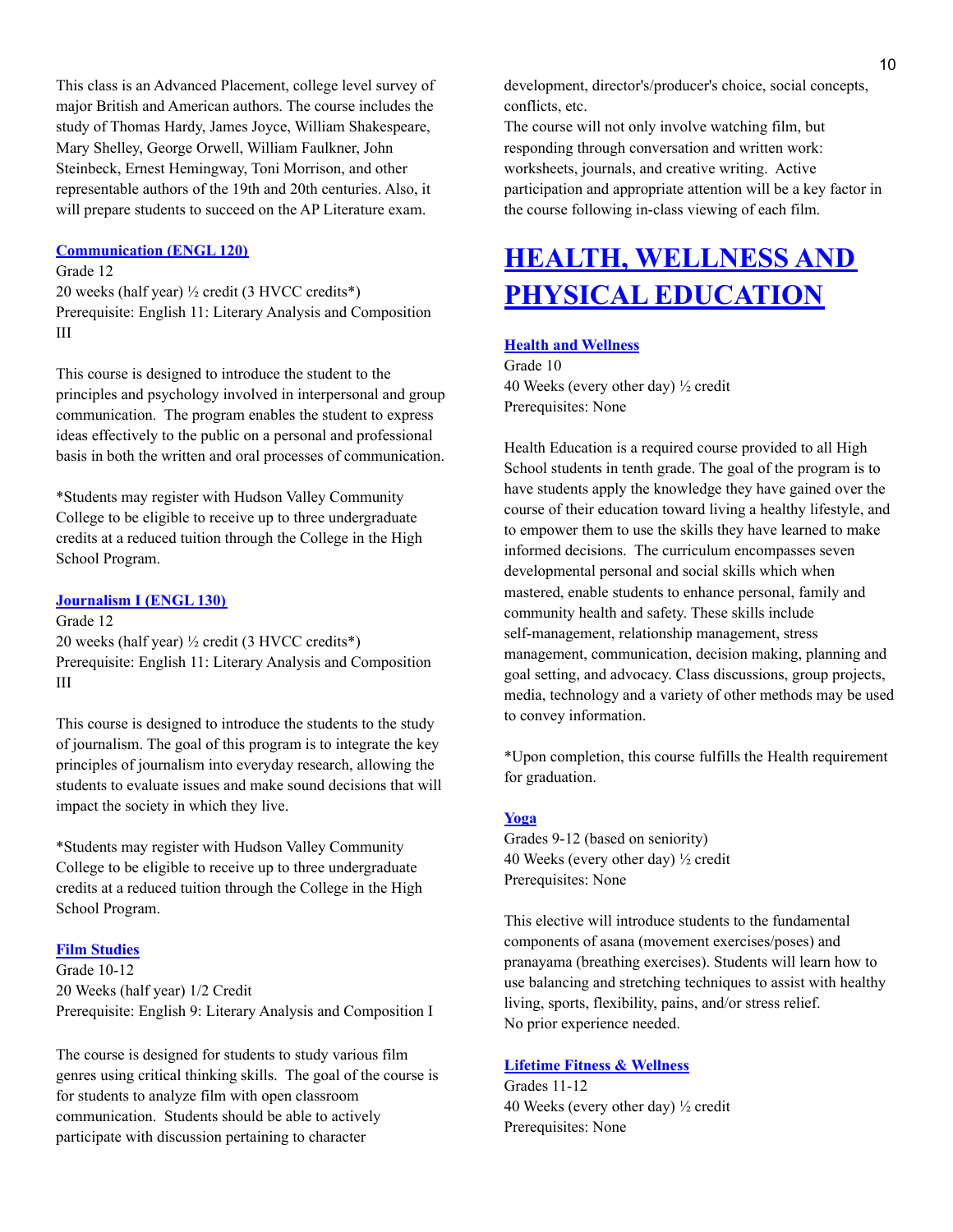This class is an Advanced Placement, college level survey of major British and American authors. The course includes the study of Thomas Hardy, James Joyce, William Shakespeare, Mary Shelley, George Orwell, William Faulkner, John Steinbeck, Ernest Hemingway, Toni Morrison, and other representable authors of the 19th and 20th centuries. Also, it will prepare students to succeed on the AP Literature exam.

### Communication (ENGL 120)

Grade 12
20 weeks (half year) ½ credit (3 HVCC credits*)
Prerequisite: English 11: Literary Analysis and Composition III

This course is designed to introduce the student to the principles and psychology involved in interpersonal and group communication. The program enables the student to express ideas effectively to the public on a personal and professional basis in both the written and oral processes of communication.

*Students may register with Hudson Valley Community College to be eligible to receive up to three undergraduate credits at a reduced tuition through the College in the High School Program.

### Journalism I (ENGL 130)

Grade 12
20 weeks (half year) ½ credit (3 HVCC credits*)
Prerequisite: English 11: Literary Analysis and Composition III

This course is designed to introduce the students to the study of journalism. The goal of this program is to integrate the key principles of journalism into everyday research, allowing the students to evaluate issues and make sound decisions that will impact the society in which they live.

*Students may register with Hudson Valley Community College to be eligible to receive up to three undergraduate credits at a reduced tuition through the College in the High School Program.

### Film Studies

Grade 10-12
20 Weeks (half year) 1/2 Credit
Prerequisite: English 9: Literary Analysis and Composition I

The course is designed for students to study various film genres using critical thinking skills. The goal of the course is for students to analyze film with open classroom communication. Students should be able to actively participate with discussion pertaining to character development, director's/producer's choice, social concepts, conflicts, etc.
The course will not only involve watching film, but responding through conversation and written work: worksheets, journals, and creative writing. Active participation and appropriate attention will be a key factor in the course following in-class viewing of each film.

# HEALTH, WELLNESS AND PHYSICAL EDUCATION

### Health and Wellness

Grade 10
40 Weeks (every other day) ½ credit
Prerequisites: None

Health Education is a required course provided to all High School students in tenth grade. The goal of the program is to have students apply the knowledge they have gained over the course of their education toward living a healthy lifestyle, and to empower them to use the skills they have learned to make informed decisions. The curriculum encompasses seven developmental personal and social skills which when mastered, enable students to enhance personal, family and community health and safety. These skills include self-management, relationship management, stress management, communication, decision making, planning and goal setting, and advocacy. Class discussions, group projects, media, technology and a variety of other methods may be used to convey information.

*Upon completion, this course fulfills the Health requirement for graduation.

### Yoga

Grades 9-12 (based on seniority)
40 Weeks (every other day) ½ credit
Prerequisites: None

This elective will introduce students to the fundamental components of asana (movement exercises/poses) and pranayama (breathing exercises). Students will learn how to use balancing and stretching techniques to assist with healthy living, sports, flexibility, pains, and/or stress relief.
No prior experience needed.

### Lifetime Fitness & Wellness

Grades 11-12
40 Weeks (every other day) ½ credit
Prerequisites: None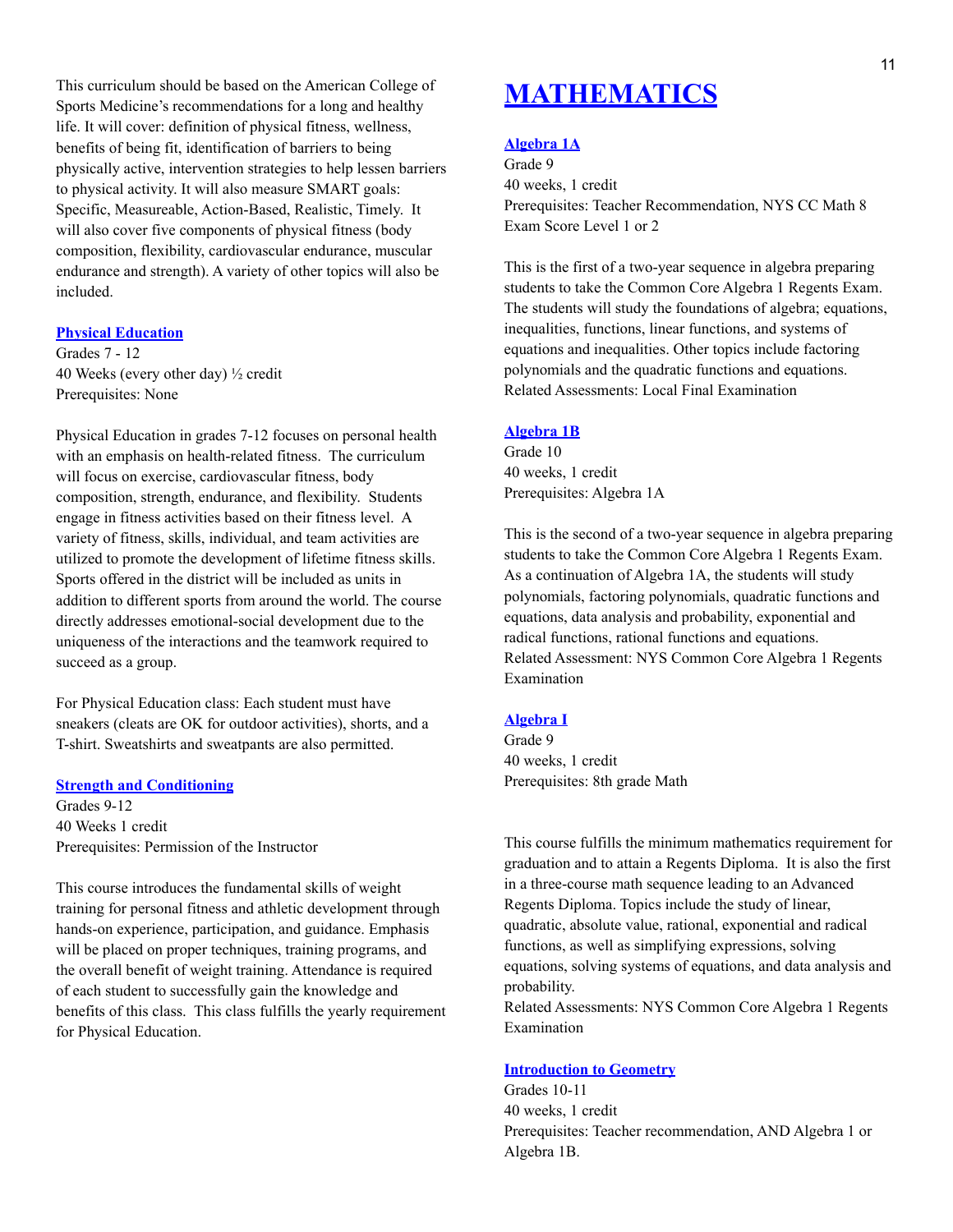This curriculum should be based on the American College of Sports Medicine's recommendations for a long and healthy life. It will cover: definition of physical fitness, wellness, benefits of being fit, identification of barriers to being physically active, intervention strategies to help lessen barriers to physical activity. It will also measure SMART goals: Specific, Measureable, Action-Based, Realistic, Timely. It will also cover five components of physical fitness (body composition, flexibility, cardiovascular endurance, muscular endurance and strength). A variety of other topics will also be included.

### Physical Education

Grades 7 - 12
40 Weeks (every other day) ½ credit
Prerequisites: None

Physical Education in grades 7-12 focuses on personal health with an emphasis on health-related fitness. The curriculum will focus on exercise, cardiovascular fitness, body composition, strength, endurance, and flexibility. Students engage in fitness activities based on their fitness level. A variety of fitness, skills, individual, and team activities are utilized to promote the development of lifetime fitness skills. Sports offered in the district will be included as units in addition to different sports from around the world. The course directly addresses emotional-social development due to the uniqueness of the interactions and the teamwork required to succeed as a group.

For Physical Education class: Each student must have sneakers (cleats are OK for outdoor activities), shorts, and a T-shirt. Sweatshirts and sweatpants are also permitted.

### Strength and Conditioning

Grades 9-12
40 Weeks 1 credit
Prerequisites: Permission of the Instructor

This course introduces the fundamental skills of weight training for personal fitness and athletic development through hands-on experience, participation, and guidance. Emphasis will be placed on proper techniques, training programs, and the overall benefit of weight training. Attendance is required of each student to successfully gain the knowledge and benefits of this class. This class fulfills the yearly requirement for Physical Education.

# MATHEMATICS

### Algebra 1A

Grade 9
40 weeks, 1 credit
Prerequisites: Teacher Recommendation, NYS CC Math 8 Exam Score Level 1 or 2

This is the first of a two-year sequence in algebra preparing students to take the Common Core Algebra 1 Regents Exam. The students will study the foundations of algebra; equations, inequalities, functions, linear functions, and systems of equations and inequalities. Other topics include factoring polynomials and the quadratic functions and equations.
Related Assessments: Local Final Examination

### Algebra 1B

Grade 10
40 weeks, 1 credit
Prerequisites: Algebra 1A

This is the second of a two-year sequence in algebra preparing students to take the Common Core Algebra 1 Regents Exam. As a continuation of Algebra 1A, the students will study polynomials, factoring polynomials, quadratic functions and equations, data analysis and probability, exponential and radical functions, rational functions and equations.
Related Assessment: NYS Common Core Algebra 1 Regents Examination

### Algebra I

Grade 9
40 weeks, 1 credit
Prerequisites: 8th grade Math

This course fulfills the minimum mathematics requirement for graduation and to attain a Regents Diploma. It is also the first in a three-course math sequence leading to an Advanced Regents Diploma. Topics include the study of linear, quadratic, absolute value, rational, exponential and radical functions, as well as simplifying expressions, solving equations, solving systems of equations, and data analysis and probability.
Related Assessments: NYS Common Core Algebra 1 Regents Examination

### Introduction to Geometry

Grades 10-11
40 weeks, 1 credit
Prerequisites: Teacher recommendation, AND Algebra 1 or Algebra 1B.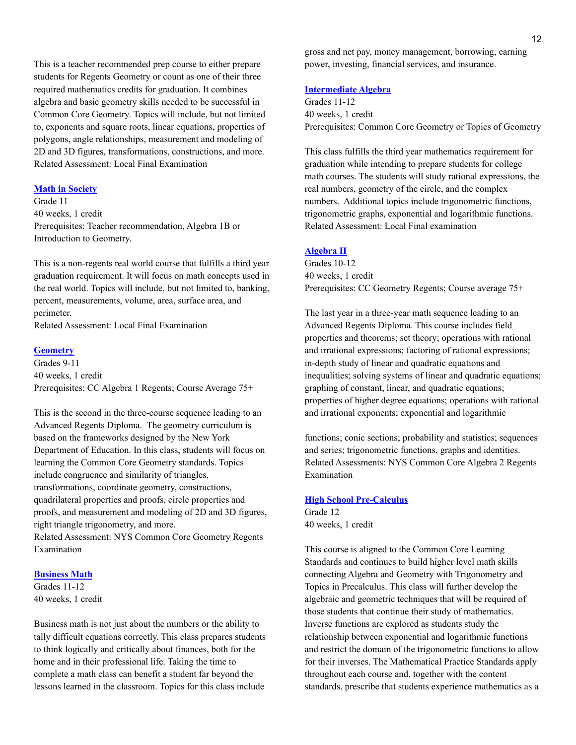This is a teacher recommended prep course to either prepare students for Regents Geometry or count as one of their three required mathematics credits for graduation. It combines algebra and basic geometry skills needed to be successful in Common Core Geometry. Topics will include, but not limited to, exponents and square roots, linear equations, properties of polygons, angle relationships, measurement and modeling of 2D and 3D figures, transformations, constructions, and more.
Related Assessment: Local Final Examination

### Math in Society

Grade 11
40 weeks, 1 credit
Prerequisites: Teacher recommendation, Algebra 1B or Introduction to Geometry.

This is a non-regents real world course that fulfills a third year graduation requirement. It will focus on math concepts used in the real world. Topics will include, but not limited to, banking, percent, measurements, volume, area, surface area, and perimeter.
Related Assessment: Local Final Examination

### Geometry

Grades 9-11
40 weeks, 1 credit
Prerequisites: CC Algebra 1 Regents; Course Average 75+

This is the second in the three-course sequence leading to an Advanced Regents Diploma. The geometry curriculum is based on the frameworks designed by the New York Department of Education. In this class, students will focus on learning the Common Core Geometry standards. Topics include congruence and similarity of triangles, transformations, coordinate geometry, constructions, quadrilateral properties and proofs, circle properties and proofs, and measurement and modeling of 2D and 3D figures, right triangle trigonometry, and more.
Related Assessment: NYS Common Core Geometry Regents Examination

### Business Math

Grades 11-12
40 weeks, 1 credit

Business math is not just about the numbers or the ability to tally difficult equations correctly. This class prepares students to think logically and critically about finances, both for the home and in their professional life. Taking the time to complete a math class can benefit a student far beyond the lessons learned in the classroom. Topics for this class include gross and net pay, money management, borrowing, earning power, investing, financial services, and insurance.

### Intermediate Algebra

Grades 11-12
40 weeks, 1 credit
Prerequisites: Common Core Geometry or Topics of Geometry

This class fulfills the third year mathematics requirement for graduation while intending to prepare students for college math courses. The students will study rational expressions, the real numbers, geometry of the circle, and the complex numbers. Additional topics include trigonometric functions, trigonometric graphs, exponential and logarithmic functions.
Related Assessment: Local Final examination

### Algebra II

Grades 10-12
40 weeks, 1 credit
Prerequisites: CC Geometry Regents; Course average 75+

The last year in a three-year math sequence leading to an Advanced Regents Diploma. This course includes field properties and theorems; set theory; operations with rational and irrational expressions; factoring of rational expressions; in-depth study of linear and quadratic equations and inequalities; solving systems of linear and quadratic equations; graphing of constant, linear, and quadratic equations; properties of higher degree equations; operations with rational and irrational exponents; exponential and logarithmic functions; conic sections; probability and statistics; sequences and series; trigonometric functions, graphs and identities.
Related Assessments: NYS Common Core Algebra 2 Regents Examination

### High School Pre-Calculus

Grade 12
40 weeks, 1 credit

This course is aligned to the Common Core Learning Standards and continues to build higher level math skills connecting Algebra and Geometry with Trigonometry and Topics in Precalculus. This class will further develop the algebraic and geometric techniques that will be required of those students that continue their study of mathematics. Inverse functions are explored as students study the relationship between exponential and logarithmic functions and restrict the domain of the trigonometric functions to allow for their inverses. The Mathematical Practice Standards apply throughout each course and, together with the content standards, prescribe that students experience mathematics as a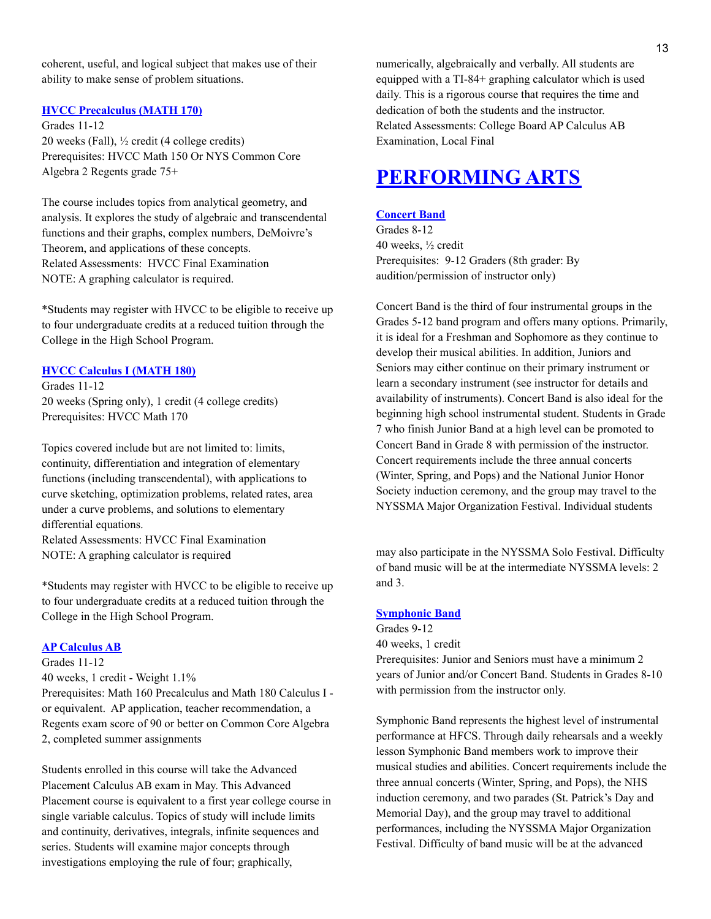coherent, useful, and logical subject that makes use of their ability to make sense of problem situations.

**HVCC Precalculus (MATH 170)**

Grades 11-12
20 weeks (Fall), ½ credit (4 college credits)
Prerequisites: HVCC Math 150 Or NYS Common Core Algebra 2 Regents grade 75+

The course includes topics from analytical geometry, and analysis. It explores the study of algebraic and transcendental functions and their graphs, complex numbers, DeMoivre's Theorem, and applications of these concepts.
Related Assessments: HVCC Final Examination
NOTE: A graphing calculator is required.

*Students may register with HVCC to be eligible to receive up to four undergraduate credits at a reduced tuition through the College in the High School Program.

**HVCC Calculus I (MATH 180)**

Grades 11-12
20 weeks (Spring only), 1 credit (4 college credits)
Prerequisites: HVCC Math 170

Topics covered include but are not limited to: limits, continuity, differentiation and integration of elementary functions (including transcendental), with applications to curve sketching, optimization problems, related rates, area under a curve problems, and solutions to elementary differential equations.
Related Assessments: HVCC Final Examination
NOTE: A graphing calculator is required

*Students may register with HVCC to be eligible to receive up to four undergraduate credits at a reduced tuition through the College in the High School Program.

**AP Calculus AB**

Grades 11-12
40 weeks, 1 credit - Weight 1.1%
Prerequisites: Math 160 Precalculus and Math 180 Calculus I - or equivalent. AP application, teacher recommendation, a Regents exam score of 90 or better on Common Core Algebra 2, completed summer assignments

Students enrolled in this course will take the Advanced Placement Calculus AB exam in May. This Advanced Placement course is equivalent to a first year college course in single variable calculus. Topics of study will include limits and continuity, derivatives, integrals, infinite sequences and series. Students will examine major concepts through investigations employing the rule of four; graphically, numerically, algebraically and verbally. All students are equipped with a TI-84+ graphing calculator which is used daily. This is a rigorous course that requires the time and dedication of both the students and the instructor.
Related Assessments: College Board AP Calculus AB Examination, Local Final

# PERFORMING ARTS

**Concert Band**

Grades 8-12
40 weeks, ½ credit
Prerequisites: 9-12 Graders (8th grader: By audition/permission of instructor only)

Concert Band is the third of four instrumental groups in the Grades 5-12 band program and offers many options. Primarily, it is ideal for a Freshman and Sophomore as they continue to develop their musical abilities. In addition, Juniors and Seniors may either continue on their primary instrument or learn a secondary instrument (see instructor for details and availability of instruments). Concert Band is also ideal for the beginning high school instrumental student. Students in Grade 7 who finish Junior Band at a high level can be promoted to Concert Band in Grade 8 with permission of the instructor. Concert requirements include the three annual concerts (Winter, Spring, and Pops) and the National Junior Honor Society induction ceremony, and the group may travel to the NYSSMA Major Organization Festival. Individual students may also participate in the NYSSMA Solo Festival. Difficulty of band music will be at the intermediate NYSSMA levels: 2 and 3.

**Symphonic Band**

Grades 9-12
40 weeks, 1 credit
Prerequisites: Junior and Seniors must have a minimum 2 years of Junior and/or Concert Band. Students in Grades 8-10 with permission from the instructor only.

Symphonic Band represents the highest level of instrumental performance at HFCS. Through daily rehearsals and a weekly lesson Symphonic Band members work to improve their musical studies and abilities. Concert requirements include the three annual concerts (Winter, Spring, and Pops), the NHS induction ceremony, and two parades (St. Patrick's Day and Memorial Day), and the group may travel to additional performances, including the NYSSMA Major Organization Festival. Difficulty of band music will be at the advanced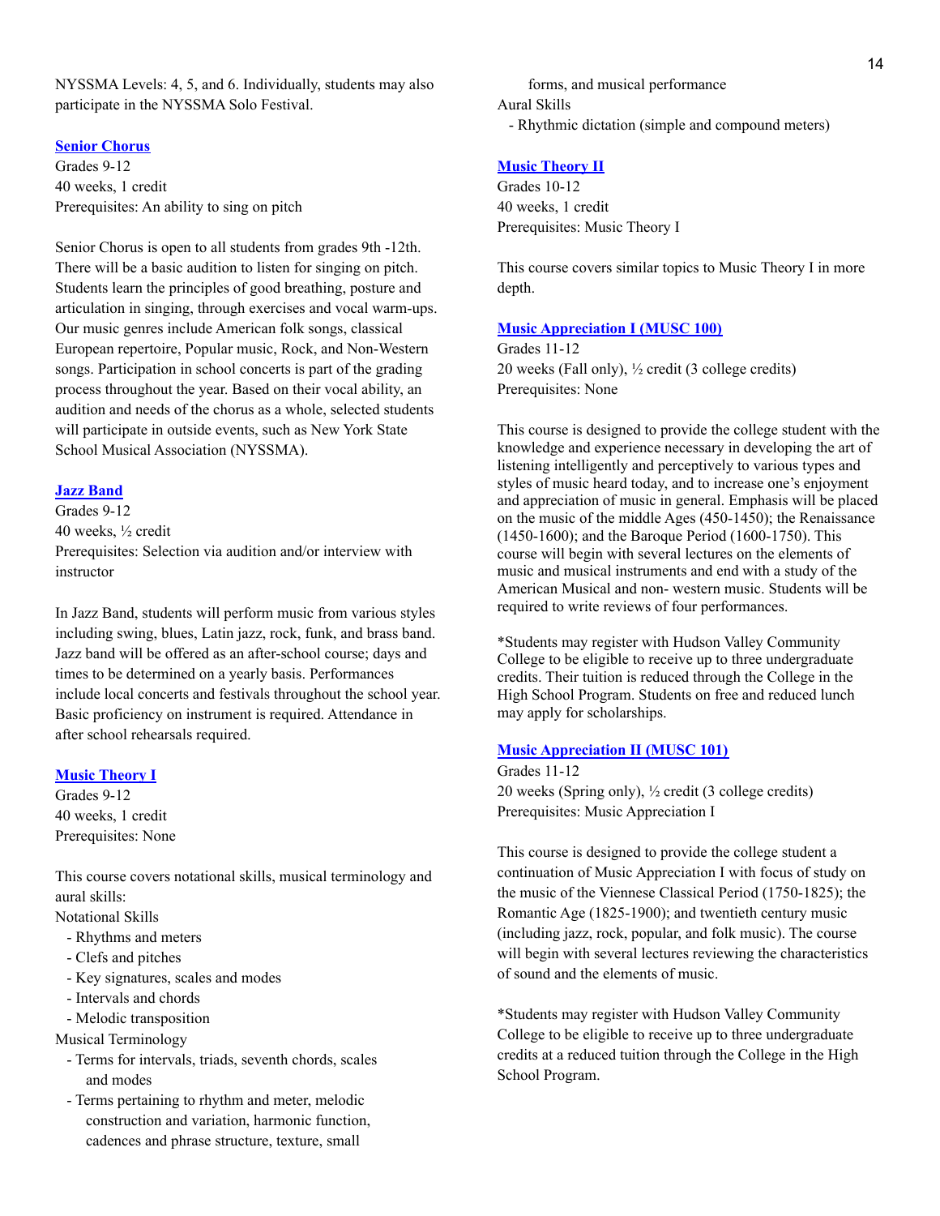NYSSMA Levels: 4, 5, and 6. Individually, students may also participate in the NYSSMA Solo Festival.

### Senior Chorus

Grades 9-12
40 weeks, 1 credit
Prerequisites: An ability to sing on pitch

Senior Chorus is open to all students from grades 9th -12th. There will be a basic audition to listen for singing on pitch. Students learn the principles of good breathing, posture and articulation in singing, through exercises and vocal warm-ups. Our music genres include American folk songs, classical European repertoire, Popular music, Rock, and Non-Western songs. Participation in school concerts is part of the grading process throughout the year. Based on their vocal ability, an audition and needs of the chorus as a whole, selected students will participate in outside events, such as New York State School Musical Association (NYSSMA).

### Jazz Band

Grades 9-12
40 weeks, ½ credit
Prerequisites: Selection via audition and/or interview with instructor

In Jazz Band, students will perform music from various styles including swing, blues, Latin jazz, rock, funk, and brass band. Jazz band will be offered as an after-school course; days and times to be determined on a yearly basis. Performances include local concerts and festivals throughout the school year. Basic proficiency on instrument is required. Attendance in after school rehearsals required.

### Music Theory I

Grades 9-12
40 weeks, 1 credit
Prerequisites: None

This course covers notational skills, musical terminology and aural skills:

Notational Skills
- Rhythms and meters
- Clefs and pitches
- Key signatures, scales and modes
- Intervals and chords
- Melodic transposition

Musical Terminology
- Terms for intervals, triads, seventh chords, scales and modes
- Terms pertaining to rhythm and meter, melodic construction and variation, harmonic function, cadences and phrase structure, texture, small forms, and musical performance

Aural Skills
- Rhythmic dictation (simple and compound meters)

### Music Theory II

Grades 10-12
40 weeks, 1 credit
Prerequisites: Music Theory I

This course covers similar topics to Music Theory I in more depth.

### Music Appreciation I (MUSC 100)

Grades 11-12
20 weeks (Fall only), ½ credit (3 college credits)
Prerequisites: None

This course is designed to provide the college student with the knowledge and experience necessary in developing the art of listening intelligently and perceptively to various types and styles of music heard today, and to increase one's enjoyment and appreciation of music in general. Emphasis will be placed on the music of the middle Ages (450-1450); the Renaissance (1450-1600); and the Baroque Period (1600-1750). This course will begin with several lectures on the elements of music and musical instruments and end with a study of the American Musical and non- western music. Students will be required to write reviews of four performances.

*Students may register with Hudson Valley Community College to be eligible to receive up to three undergraduate credits. Their tuition is reduced through the College in the High School Program. Students on free and reduced lunch may apply for scholarships.

### Music Appreciation II (MUSC 101)

Grades 11-12
20 weeks (Spring only), ½ credit (3 college credits)
Prerequisites: Music Appreciation I

This course is designed to provide the college student a continuation of Music Appreciation I with focus of study on the music of the Viennese Classical Period (1750-1825); the Romantic Age (1825-1900); and twentieth century music (including jazz, rock, popular, and folk music). The course will begin with several lectures reviewing the characteristics of sound and the elements of music.

*Students may register with Hudson Valley Community College to be eligible to receive up to three undergraduate credits at a reduced tuition through the College in the High School Program.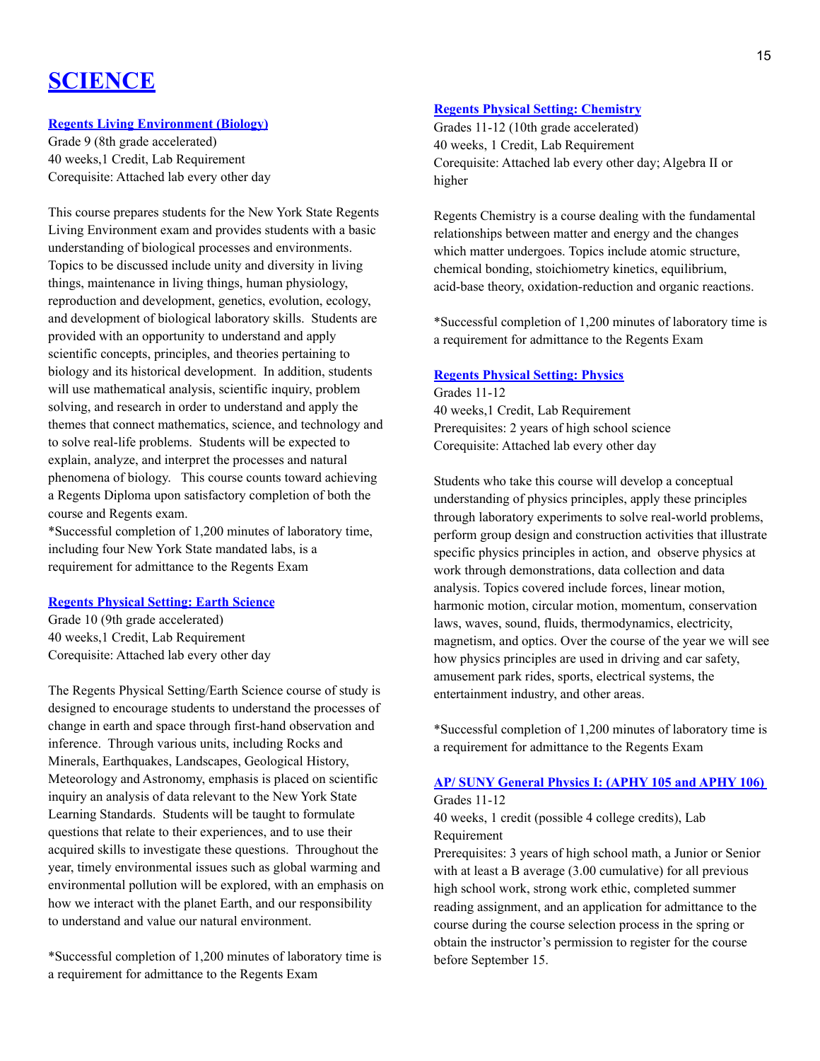# SCIENCE

### Regents Living Environment (Biology)

Grade 9 (8th grade accelerated)
40 weeks,1 Credit, Lab Requirement
Corequisite: Attached lab every other day

This course prepares students for the New York State Regents Living Environment exam and provides students with a basic understanding of biological processes and environments. Topics to be discussed include unity and diversity in living things, maintenance in living things, human physiology, reproduction and development, genetics, evolution, ecology, and development of biological laboratory skills. Students are provided with an opportunity to understand and apply scientific concepts, principles, and theories pertaining to biology and its historical development. In addition, students will use mathematical analysis, scientific inquiry, problem solving, and research in order to understand and apply the themes that connect mathematics, science, and technology and to solve real-life problems. Students will be expected to explain, analyze, and interpret the processes and natural phenomena of biology. This course counts toward achieving a Regents Diploma upon satisfactory completion of both the course and Regents exam.
*Successful completion of 1,200 minutes of laboratory time, including four New York State mandated labs, is a requirement for admittance to the Regents Exam

### Regents Physical Setting: Earth Science

Grade 10 (9th grade accelerated)
40 weeks,1 Credit, Lab Requirement
Corequisite: Attached lab every other day

The Regents Physical Setting/Earth Science course of study is designed to encourage students to understand the processes of change in earth and space through first-hand observation and inference. Through various units, including Rocks and Minerals, Earthquakes, Landscapes, Geological History, Meteorology and Astronomy, emphasis is placed on scientific inquiry an analysis of data relevant to the New York State Learning Standards. Students will be taught to formulate questions that relate to their experiences, and to use their acquired skills to investigate these questions. Throughout the year, timely environmental issues such as global warming and environmental pollution will be explored, with an emphasis on how we interact with the planet Earth, and our responsibility to understand and value our natural environment.

*Successful completion of 1,200 minutes of laboratory time is a requirement for admittance to the Regents Exam

### Regents Physical Setting: Chemistry

Grades 11-12 (10th grade accelerated)
40 weeks, 1 Credit, Lab Requirement
Corequisite: Attached lab every other day; Algebra II or higher

Regents Chemistry is a course dealing with the fundamental relationships between matter and energy and the changes which matter undergoes. Topics include atomic structure, chemical bonding, stoichiometry kinetics, equilibrium, acid-base theory, oxidation-reduction and organic reactions.

*Successful completion of 1,200 minutes of laboratory time is a requirement for admittance to the Regents Exam

### Regents Physical Setting: Physics

Grades 11-12
40 weeks,1 Credit, Lab Requirement
Prerequisites: 2 years of high school science
Corequisite: Attached lab every other day

Students who take this course will develop a conceptual understanding of physics principles, apply these principles through laboratory experiments to solve real-world problems, perform group design and construction activities that illustrate specific physics principles in action, and observe physics at work through demonstrations, data collection and data analysis. Topics covered include forces, linear motion, harmonic motion, circular motion, momentum, conservation laws, waves, sound, fluids, thermodynamics, electricity, magnetism, and optics. Over the course of the year we will see how physics principles are used in driving and car safety, amusement park rides, sports, electrical systems, the entertainment industry, and other areas.

*Successful completion of 1,200 minutes of laboratory time is a requirement for admittance to the Regents Exam

### AP/ SUNY General Physics I: (APHY 105 and APHY 106)

Grades 11-12
40 weeks, 1 credit (possible 4 college credits), Lab Requirement
Prerequisites: 3 years of high school math, a Junior or Senior with at least a B average (3.00 cumulative) for all previous high school work, strong work ethic, completed summer reading assignment, and an application for admittance to the course during the course selection process in the spring or obtain the instructor's permission to register for the course before September 15.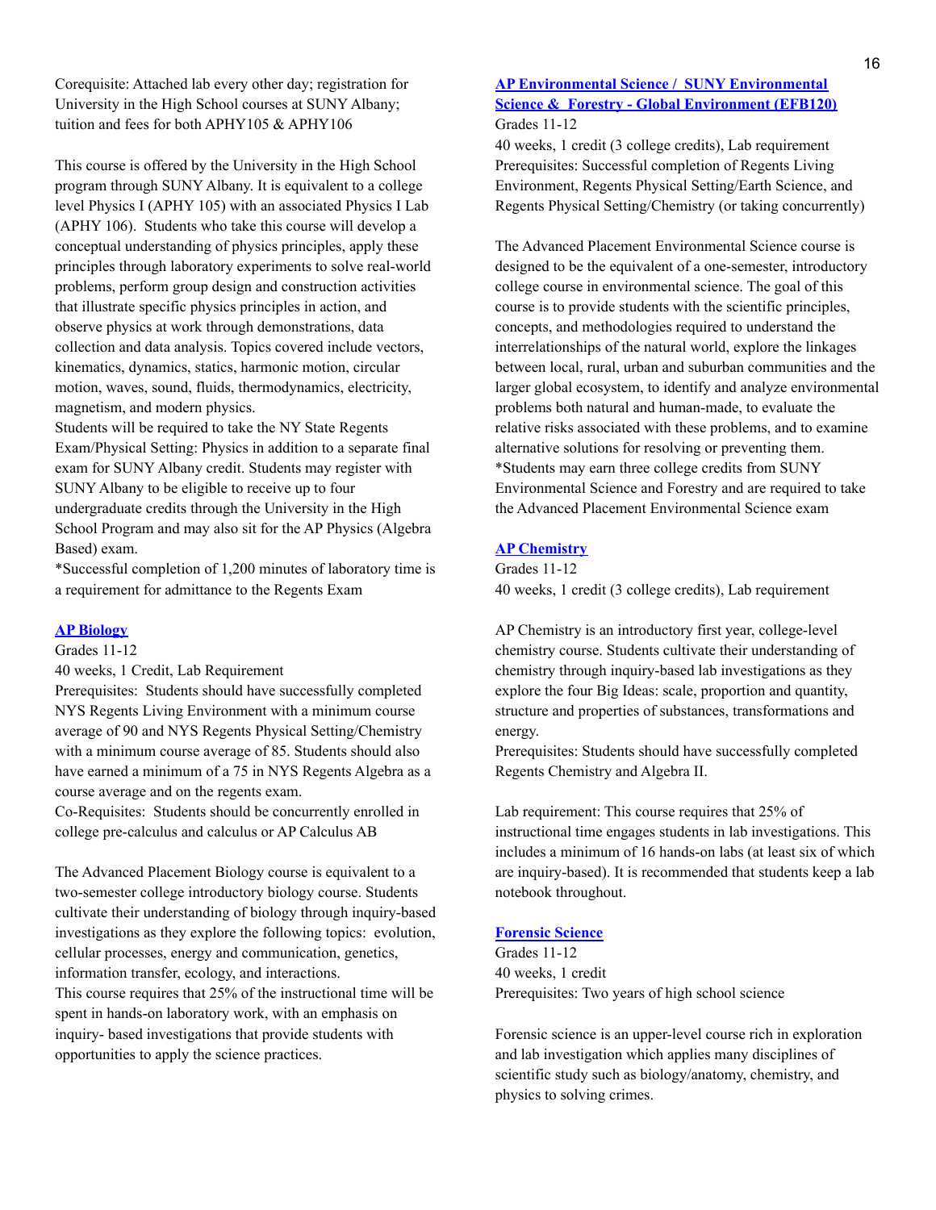Corequisite: Attached lab every other day; registration for University in the High School courses at SUNY Albany; tuition and fees for both APHY105 & APHY106

This course is offered by the University in the High School program through SUNY Albany. It is equivalent to a college level Physics I (APHY 105) with an associated Physics I Lab (APHY 106). Students who take this course will develop a conceptual understanding of physics principles, apply these principles through laboratory experiments to solve real-world problems, perform group design and construction activities that illustrate specific physics principles in action, and observe physics at work through demonstrations, data collection and data analysis. Topics covered include vectors, kinematics, dynamics, statics, harmonic motion, circular motion, waves, sound, fluids, thermodynamics, electricity, magnetism, and modern physics.
Students will be required to take the NY State Regents Exam/Physical Setting: Physics in addition to a separate final exam for SUNY Albany credit. Students may register with SUNY Albany to be eligible to receive up to four undergraduate credits through the University in the High School Program and may also sit for the AP Physics (Algebra Based) exam.
*Successful completion of 1,200 minutes of laboratory time is a requirement for admittance to the Regents Exam

### AP Biology

Grades 11-12
40 weeks, 1 Credit, Lab Requirement
Prerequisites: Students should have successfully completed NYS Regents Living Environment with a minimum course average of 90 and NYS Regents Physical Setting/Chemistry with a minimum course average of 85. Students should also have earned a minimum of a 75 in NYS Regents Algebra as a course average and on the regents exam.
Co-Requisites: Students should be concurrently enrolled in college pre-calculus and calculus or AP Calculus AB

The Advanced Placement Biology course is equivalent to a two-semester college introductory biology course. Students cultivate their understanding of biology through inquiry-based investigations as they explore the following topics: evolution, cellular processes, energy and communication, genetics, information transfer, ecology, and interactions.
This course requires that 25% of the instructional time will be spent in hands-on laboratory work, with an emphasis on inquiry- based investigations that provide students with opportunities to apply the science practices.

### AP Environmental Science / SUNY Environmental Science & Forestry - Global Environment (EFB120)

Grades 11-12
40 weeks, 1 credit (3 college credits), Lab requirement
Prerequisites: Successful completion of Regents Living Environment, Regents Physical Setting/Earth Science, and Regents Physical Setting/Chemistry (or taking concurrently)

The Advanced Placement Environmental Science course is designed to be the equivalent of a one-semester, introductory college course in environmental science. The goal of this course is to provide students with the scientific principles, concepts, and methodologies required to understand the interrelationships of the natural world, explore the linkages between local, rural, urban and suburban communities and the larger global ecosystem, to identify and analyze environmental problems both natural and human-made, to evaluate the relative risks associated with these problems, and to examine alternative solutions for resolving or preventing them.
*Students may earn three college credits from SUNY Environmental Science and Forestry and are required to take the Advanced Placement Environmental Science exam

### AP Chemistry

Grades 11-12
40 weeks, 1 credit (3 college credits), Lab requirement

AP Chemistry is an introductory first year, college-level chemistry course. Students cultivate their understanding of chemistry through inquiry-based lab investigations as they explore the four Big Ideas: scale, proportion and quantity, structure and properties of substances, transformations and energy.
Prerequisites: Students should have successfully completed Regents Chemistry and Algebra II.

Lab requirement: This course requires that 25% of instructional time engages students in lab investigations. This includes a minimum of 16 hands-on labs (at least six of which are inquiry-based). It is recommended that students keep a lab notebook throughout.

### Forensic Science

Grades 11-12
40 weeks, 1 credit
Prerequisites: Two years of high school science

Forensic science is an upper-level course rich in exploration and lab investigation which applies many disciplines of scientific study such as biology/anatomy, chemistry, and physics to solving crimes.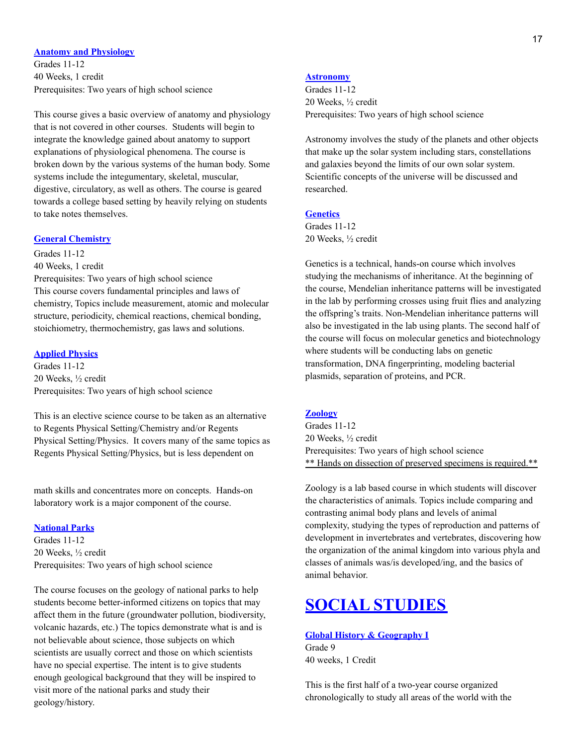### [Anatomy and Physiology]

Grades 11-12
40 Weeks, 1 credit
Prerequisites: Two years of high school science

This course gives a basic overview of anatomy and physiology that is not covered in other courses. Students will begin to integrate the knowledge gained about anatomy to support explanations of physiological phenomena. The course is broken down by the various systems of the human body. Some systems include the integumentary, skeletal, muscular, digestive, circulatory, as well as others. The course is geared towards a college based setting by heavily relying on students to take notes themselves.

### [General Chemistry]

Grades 11-12
40 Weeks, 1 credit
Prerequisites: Two years of high school science
This course covers fundamental principles and laws of chemistry, Topics include measurement, atomic and molecular structure, periodicity, chemical reactions, chemical bonding, stoichiometry, thermochemistry, gas laws and solutions.

### [Applied Physics]

Grades 11-12
20 Weeks, ½ credit
Prerequisites: Two years of high school science

This is an elective science course to be taken as an alternative to Regents Physical Setting/Chemistry and/or Regents Physical Setting/Physics. It covers many of the same topics as Regents Physical Setting/Physics, but is less dependent on math skills and concentrates more on concepts. Hands-on laboratory work is a major component of the course.

### [National Parks]

Grades 11-12
20 Weeks, ½ credit
Prerequisites: Two years of high school science

The course focuses on the geology of national parks to help students become better-informed citizens on topics that may affect them in the future (groundwater pollution, biodiversity, volcanic hazards, etc.) The topics demonstrate what is and is not believable about science, those subjects on which scientists are usually correct and those on which scientists have no special expertise. The intent is to give students enough geological background that they will be inspired to visit more of the national parks and study their geology/history.

### [Astronomy]

Grades 11-12
20 Weeks, ½ credit
Prerequisites: Two years of high school science

Astronomy involves the study of the planets and other objects that make up the solar system including stars, constellations and galaxies beyond the limits of our own solar system. Scientific concepts of the universe will be discussed and researched.

### [Genetics]

Grades 11-12
20 Weeks, ½ credit

Genetics is a technical, hands-on course which involves studying the mechanisms of inheritance. At the beginning of the course, Mendelian inheritance patterns will be investigated in the lab by performing crosses using fruit flies and analyzing the offspring's traits. Non-Mendelian inheritance patterns will also be investigated in the lab using plants. The second half of the course will focus on molecular genetics and biotechnology where students will be conducting labs on genetic transformation, DNA fingerprinting, modeling bacterial plasmids, separation of proteins, and PCR.

### [Zoology]

Grades 11-12
20 Weeks, ½ credit
Prerequisites: Two years of high school science
<u>** Hands on dissection of preserved specimens is required.**</u>

Zoology is a lab based course in which students will discover the characteristics of animals. Topics include comparing and contrasting animal body plans and levels of animal complexity, studying the types of reproduction and patterns of development in invertebrates and vertebrates, discovering how the organization of the animal kingdom into various phyla and classes of animals was/is developed/ing, and the basics of animal behavior.

## [SOCIAL STUDIES]

### [Global History & Geography I]

Grade 9
40 weeks, 1 Credit

This is the first half of a two-year course organized chronologically to study all areas of the world with the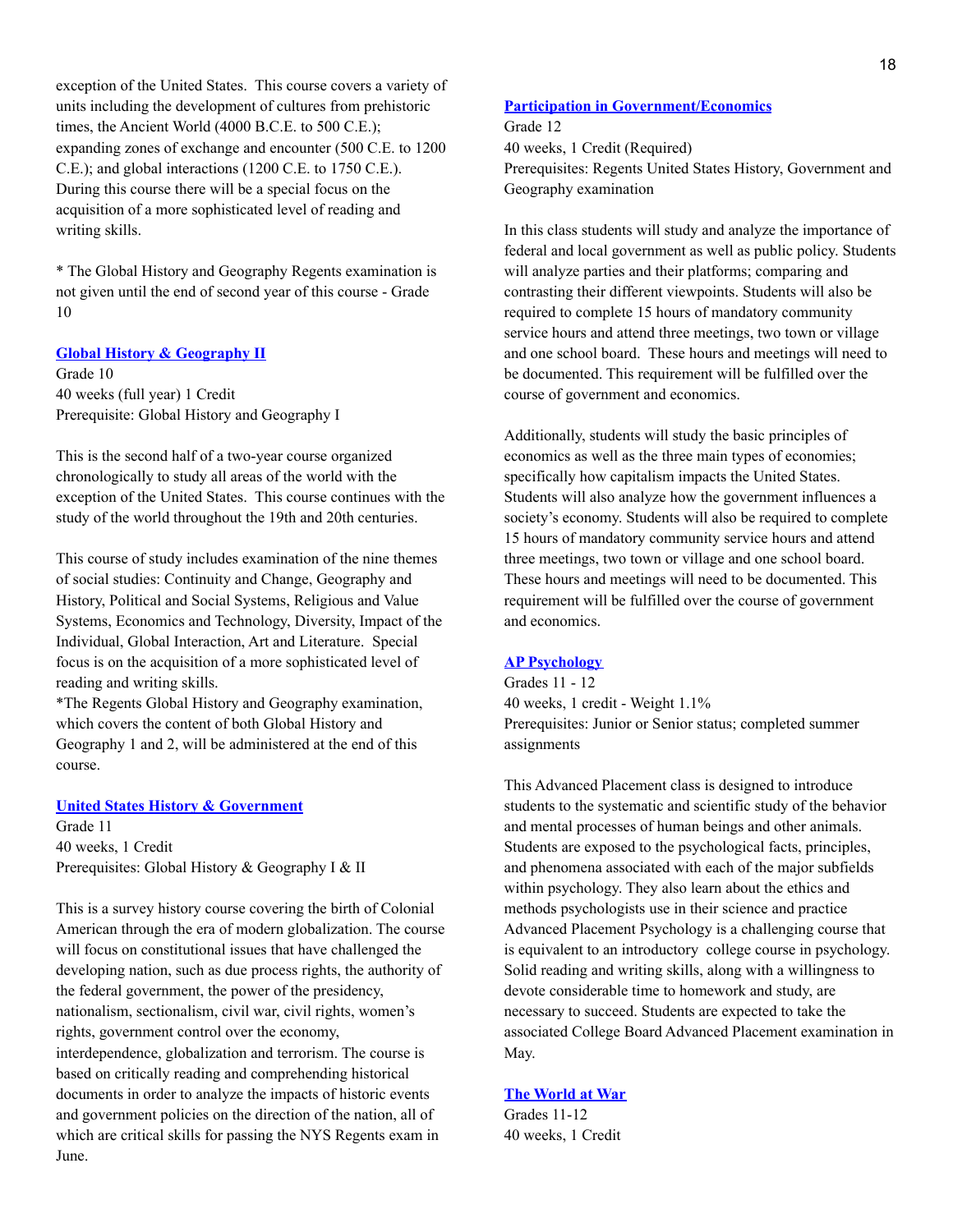exception of the United States. This course covers a variety of units including the development of cultures from prehistoric times, the Ancient World (4000 B.C.E. to 500 C.E.); expanding zones of exchange and encounter (500 C.E. to 1200 C.E.); and global interactions (1200 C.E. to 1750 C.E.). During this course there will be a special focus on the acquisition of a more sophisticated level of reading and writing skills.

* The Global History and Geography Regents examination is not given until the end of second year of this course - Grade 10

### Global History & Geography II

Grade 10
40 weeks (full year) 1 Credit
Prerequisite: Global History and Geography I

This is the second half of a two-year course organized chronologically to study all areas of the world with the exception of the United States. This course continues with the study of the world throughout the 19th and 20th centuries.

This course of study includes examination of the nine themes of social studies: Continuity and Change, Geography and History, Political and Social Systems, Religious and Value Systems, Economics and Technology, Diversity, Impact of the Individual, Global Interaction, Art and Literature. Special focus is on the acquisition of a more sophisticated level of reading and writing skills.
*The Regents Global History and Geography examination, which covers the content of both Global History and Geography 1 and 2, will be administered at the end of this course.

### United States History & Government

Grade 11
40 weeks, 1 Credit
Prerequisites: Global History & Geography I & II

This is a survey history course covering the birth of Colonial American through the era of modern globalization. The course will focus on constitutional issues that have challenged the developing nation, such as due process rights, the authority of the federal government, the power of the presidency, nationalism, sectionalism, civil war, civil rights, women's rights, government control over the economy, interdependence, globalization and terrorism. The course is based on critically reading and comprehending historical documents in order to analyze the impacts of historic events and government policies on the direction of the nation, all of which are critical skills for passing the NYS Regents exam in June.

### Participation in Government/Economics

Grade 12
40 weeks, 1 Credit (Required)
Prerequisites: Regents United States History, Government and Geography examination

In this class students will study and analyze the importance of federal and local government as well as public policy. Students will analyze parties and their platforms; comparing and contrasting their different viewpoints. Students will also be required to complete 15 hours of mandatory community service hours and attend three meetings, two town or village and one school board. These hours and meetings will need to be documented. This requirement will be fulfilled over the course of government and economics.

Additionally, students will study the basic principles of economics as well as the three main types of economies; specifically how capitalism impacts the United States. Students will also analyze how the government influences a society's economy. Students will also be required to complete 15 hours of mandatory community service hours and attend three meetings, two town or village and one school board. These hours and meetings will need to be documented. This requirement will be fulfilled over the course of government and economics.

### AP Psychology

Grades 11 - 12
40 weeks, 1 credit - Weight 1.1%
Prerequisites: Junior or Senior status; completed summer assignments

This Advanced Placement class is designed to introduce students to the systematic and scientific study of the behavior and mental processes of human beings and other animals. Students are exposed to the psychological facts, principles, and phenomena associated with each of the major subfields within psychology. They also learn about the ethics and methods psychologists use in their science and practice Advanced Placement Psychology is a challenging course that is equivalent to an introductory college course in psychology. Solid reading and writing skills, along with a willingness to devote considerable time to homework and study, are necessary to succeed. Students are expected to take the associated College Board Advanced Placement examination in May.

### The World at War

Grades 11-12
40 weeks, 1 Credit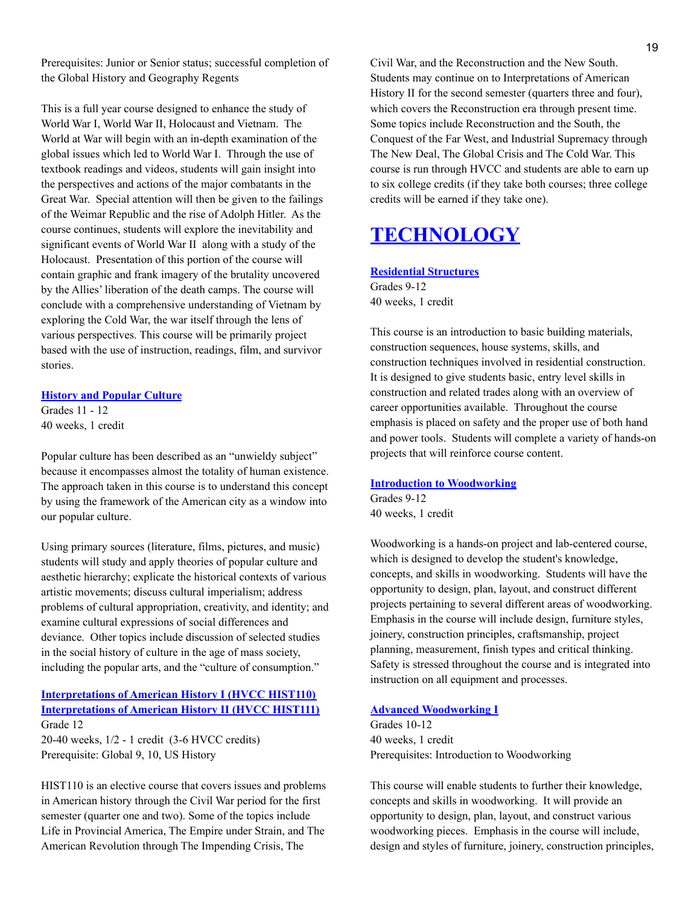Prerequisites: Junior or Senior status; successful completion of the Global History and Geography Regents

This is a full year course designed to enhance the study of World War I, World War II, Holocaust and Vietnam. The World at War will begin with an in-depth examination of the global issues which led to World War I. Through the use of textbook readings and videos, students will gain insight into the perspectives and actions of the major combatants in the Great War. Special attention will then be given to the failings of the Weimar Republic and the rise of Adolph Hitler. As the course continues, students will explore the inevitability and significant events of World War II along with a study of the Holocaust. Presentation of this portion of the course will contain graphic and frank imagery of the brutality uncovered by the Allies' liberation of the death camps. The course will conclude with a comprehensive understanding of Vietnam by exploring the Cold War, the war itself through the lens of various perspectives. This course will be primarily project based with the use of instruction, readings, film, and survivor stories.

**History and Popular Culture**
Grades 11 - 12
40 weeks, 1 credit

Popular culture has been described as an "unwieldy subject" because it encompasses almost the totality of human existence. The approach taken in this course is to understand this concept by using the framework of the American city as a window into our popular culture.

Using primary sources (literature, films, pictures, and music) students will study and apply theories of popular culture and aesthetic hierarchy; explicate the historical contexts of various artistic movements; discuss cultural imperialism; address problems of cultural appropriation, creativity, and identity; and examine cultural expressions of social differences and deviance. Other topics include discussion of selected studies in the social history of culture in the age of mass society, including the popular arts, and the "culture of consumption."

**Interpretations of American History I (HVCC HIST110)**
**Interpretations of American History II (HVCC HIST111)**
Grade 12
20-40 weeks, 1/2 - 1 credit (3-6 HVCC credits)
Prerequisite: Global 9, 10, US History

HIST110 is an elective course that covers issues and problems in American history through the Civil War period for the first semester (quarter one and two). Some of the topics include Life in Provincial America, The Empire under Strain, and The American Revolution through The Impending Crisis, The Civil War, and the Reconstruction and the New South. Students may continue on to Interpretations of American History II for the second semester (quarters three and four), which covers the Reconstruction era through present time. Some topics include Reconstruction and the South, the Conquest of the Far West, and Industrial Supremacy through The New Deal, The Global Crisis and The Cold War. This course is run through HVCC and students are able to earn up to six college credits (if they take both courses; three college credits will be earned if they take one).

# TECHNOLOGY

**Residential Structures**
Grades 9-12
40 weeks, 1 credit

This course is an introduction to basic building materials, construction sequences, house systems, skills, and construction techniques involved in residential construction. It is designed to give students basic, entry level skills in construction and related trades along with an overview of career opportunities available. Throughout the course emphasis is placed on safety and the proper use of both hand and power tools. Students will complete a variety of hands-on projects that will reinforce course content.

**Introduction to Woodworking**
Grades 9-12
40 weeks, 1 credit

Woodworking is a hands-on project and lab-centered course, which is designed to develop the student's knowledge, concepts, and skills in woodworking. Students will have the opportunity to design, plan, layout, and construct different projects pertaining to several different areas of woodworking. Emphasis in the course will include design, furniture styles, joinery, construction principles, craftsmanship, project planning, measurement, finish types and critical thinking. Safety is stressed throughout the course and is integrated into instruction on all equipment and processes.

**Advanced Woodworking I**
Grades 10-12
40 weeks, 1 credit
Prerequisites: Introduction to Woodworking

This course will enable students to further their knowledge, concepts and skills in woodworking. It will provide an opportunity to design, plan, layout, and construct various woodworking pieces. Emphasis in the course will include, design and styles of furniture, joinery, construction principles,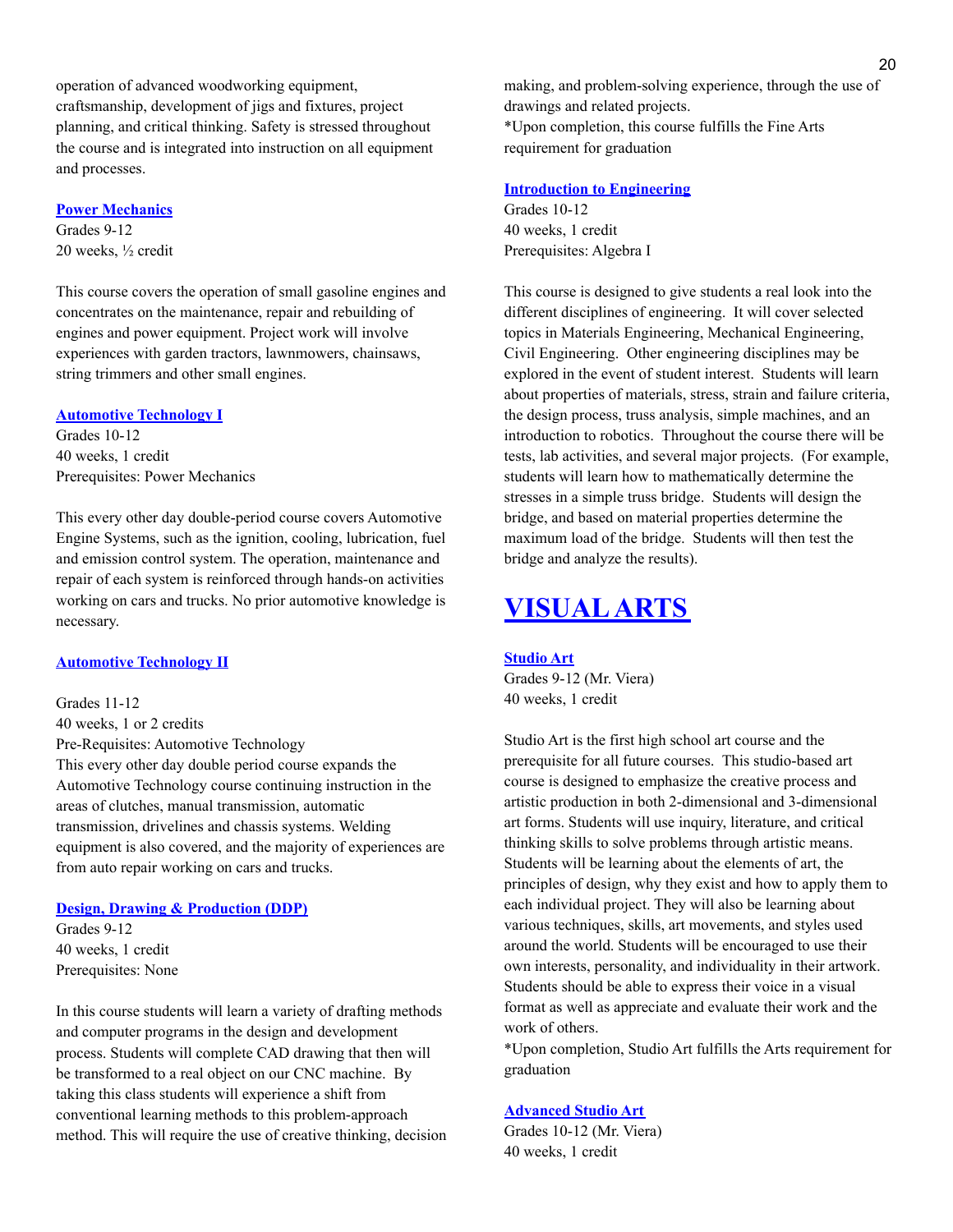operation of advanced woodworking equipment, craftsmanship, development of jigs and fixtures, project planning, and critical thinking. Safety is stressed throughout the course and is integrated into instruction on all equipment and processes.

### Power Mechanics

Grades 9-12
20 weeks, ½ credit

This course covers the operation of small gasoline engines and concentrates on the maintenance, repair and rebuilding of engines and power equipment. Project work will involve experiences with garden tractors, lawnmowers, chainsaws, string trimmers and other small engines.

### Automotive Technology I

Grades 10-12
40 weeks, 1 credit
Prerequisites: Power Mechanics

This every other day double-period course covers Automotive Engine Systems, such as the ignition, cooling, lubrication, fuel and emission control system. The operation, maintenance and repair of each system is reinforced through hands-on activities working on cars and trucks. No prior automotive knowledge is necessary.

### Automotive Technology II

Grades 11-12
40 weeks, 1 or 2 credits
Pre-Requisites: Automotive Technology
This every other day double period course expands the Automotive Technology course continuing instruction in the areas of clutches, manual transmission, automatic transmission, drivelines and chassis systems. Welding equipment is also covered, and the majority of experiences are from auto repair working on cars and trucks.

### Design, Drawing & Production (DDP)

Grades 9-12
40 weeks, 1 credit
Prerequisites: None

In this course students will learn a variety of drafting methods and computer programs in the design and development process. Students will complete CAD drawing that then will be transformed to a real object on our CNC machine. By taking this class students will experience a shift from conventional learning methods to this problem-approach method. This will require the use of creative thinking, decision making, and problem-solving experience, through the use of drawings and related projects.
*Upon completion, this course fulfills the Fine Arts requirement for graduation

### Introduction to Engineering

Grades 10-12
40 weeks, 1 credit
Prerequisites: Algebra I

This course is designed to give students a real look into the different disciplines of engineering. It will cover selected topics in Materials Engineering, Mechanical Engineering, Civil Engineering. Other engineering disciplines may be explored in the event of student interest. Students will learn about properties of materials, stress, strain and failure criteria, the design process, truss analysis, simple machines, and an introduction to robotics. Throughout the course there will be tests, lab activities, and several major projects. (For example, students will learn how to mathematically determine the stresses in a simple truss bridge. Students will design the bridge, and based on material properties determine the maximum load of the bridge. Students will then test the bridge and analyze the results).

## VISUAL ARTS

### Studio Art

Grades 9-12 (Mr. Viera)
40 weeks, 1 credit

Studio Art is the first high school art course and the prerequisite for all future courses. This studio-based art course is designed to emphasize the creative process and artistic production in both 2-dimensional and 3-dimensional art forms. Students will use inquiry, literature, and critical thinking skills to solve problems through artistic means. Students will be learning about the elements of art, the principles of design, why they exist and how to apply them to each individual project. They will also be learning about various techniques, skills, art movements, and styles used around the world. Students will be encouraged to use their own interests, personality, and individuality in their artwork. Students should be able to express their voice in a visual format as well as appreciate and evaluate their work and the work of others.
*Upon completion, Studio Art fulfills the Arts requirement for graduation

### Advanced Studio Art

Grades 10-12 (Mr. Viera)
40 weeks, 1 credit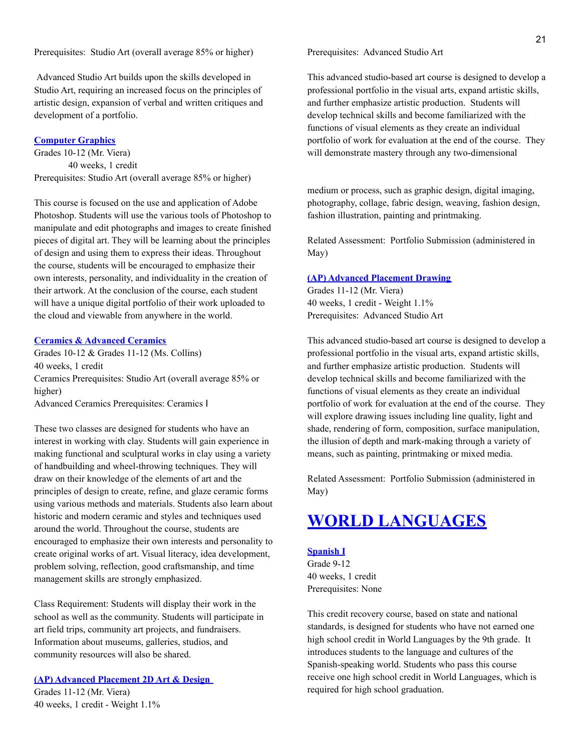Prerequisites: Studio Art (overall average 85% or higher)

Advanced Studio Art builds upon the skills developed in Studio Art, requiring an increased focus on the principles of artistic design, expansion of verbal and written critiques and development of a portfolio.

### Computer Graphics

Grades 10-12 (Mr. Viera)
40 weeks, 1 credit
Prerequisites: Studio Art (overall average 85% or higher)

This course is focused on the use and application of Adobe Photoshop. Students will use the various tools of Photoshop to manipulate and edit photographs and images to create finished pieces of digital art. They will be learning about the principles of design and using them to express their ideas. Throughout the course, students will be encouraged to emphasize their own interests, personality, and individuality in the creation of their artwork. At the conclusion of the course, each student will have a unique digital portfolio of their work uploaded to the cloud and viewable from anywhere in the world.

### Ceramics & Advanced Ceramics

Grades 10-12 & Grades 11-12 (Ms. Collins)
40 weeks, 1 credit
Ceramics Prerequisites: Studio Art (overall average 85% or higher)
Advanced Ceramics Prerequisites: Ceramics I

These two classes are designed for students who have an interest in working with clay. Students will gain experience in making functional and sculptural works in clay using a variety of handbuilding and wheel-throwing techniques. They will draw on their knowledge of the elements of art and the principles of design to create, refine, and glaze ceramic forms using various methods and materials. Students also learn about historic and modern ceramic and styles and techniques used around the world. Throughout the course, students are encouraged to emphasize their own interests and personality to create original works of art. Visual literacy, idea development, problem solving, reflection, good craftsmanship, and time management skills are strongly emphasized.

Class Requirement: Students will display their work in the school as well as the community. Students will participate in art field trips, community art projects, and fundraisers. Information about museums, galleries, studios, and community resources will also be shared.

### (AP) Advanced Placement 2D Art & Design

Grades 11-12 (Mr. Viera)
40 weeks, 1 credit - Weight 1.1%
Prerequisites: Advanced Studio Art

This advanced studio-based art course is designed to develop a professional portfolio in the visual arts, expand artistic skills, and further emphasize artistic production. Students will develop technical skills and become familiarized with the functions of visual elements as they create an individual portfolio of work for evaluation at the end of the course. They will demonstrate mastery through any two-dimensional medium or process, such as graphic design, digital imaging, photography, collage, fabric design, weaving, fashion design, fashion illustration, painting and printmaking.

Related Assessment: Portfolio Submission (administered in May)

### (AP) Advanced Placement Drawing

Grades 11-12 (Mr. Viera)
40 weeks, 1 credit - Weight 1.1%
Prerequisites: Advanced Studio Art

This advanced studio-based art course is designed to develop a professional portfolio in the visual arts, expand artistic skills, and further emphasize artistic production. Students will develop technical skills and become familiarized with the functions of visual elements as they create an individual portfolio of work for evaluation at the end of the course. They will explore drawing issues including line quality, light and shade, rendering of form, composition, surface manipulation, the illusion of depth and mark-making through a variety of means, such as painting, printmaking or mixed media.

Related Assessment: Portfolio Submission (administered in May)

# WORLD LANGUAGES

### Spanish I

Grade 9-12
40 weeks, 1 credit
Prerequisites: None

This credit recovery course, based on state and national standards, is designed for students who have not earned one high school credit in World Languages by the 9th grade. It introduces students to the language and cultures of the Spanish-speaking world. Students who pass this course receive one high school credit in World Languages, which is required for high school graduation.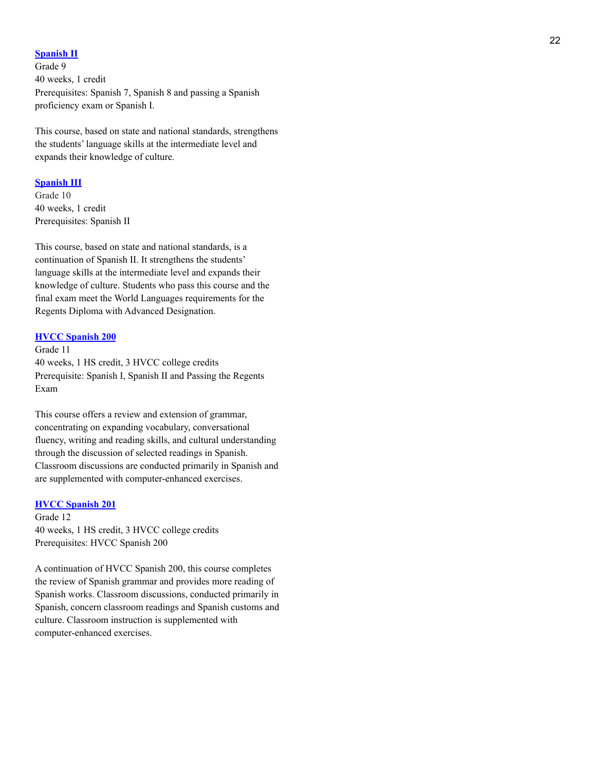### [Spanish II]

Grade 9
40 weeks, 1 credit
Prerequisites: Spanish 7, Spanish 8 and passing a Spanish proficiency exam or Spanish I.

This course, based on state and national standards, strengthens the students' language skills at the intermediate level and expands their knowledge of culture.

### [Spanish III]

Grade 10
40 weeks, 1 credit
Prerequisites: Spanish II

This course, based on state and national standards, is a continuation of Spanish II. It strengthens the students' language skills at the intermediate level and expands their knowledge of culture. Students who pass this course and the final exam meet the World Languages requirements for the Regents Diploma with Advanced Designation.

### [HVCC Spanish 200]

Grade 11
40 weeks, 1 HS credit, 3 HVCC college credits
Prerequisite: Spanish I, Spanish II and Passing the Regents Exam

This course offers a review and extension of grammar, concentrating on expanding vocabulary, conversational fluency, writing and reading skills, and cultural understanding through the discussion of selected readings in Spanish. Classroom discussions are conducted primarily in Spanish and are supplemented with computer-enhanced exercises.

### [HVCC Spanish 201]

Grade 12
40 weeks, 1 HS credit, 3 HVCC college credits
Prerequisites: HVCC Spanish 200

A continuation of HVCC Spanish 200, this course completes the review of Spanish grammar and provides more reading of Spanish works. Classroom discussions, conducted primarily in Spanish, concern classroom readings and Spanish customs and culture. Classroom instruction is supplemented with computer-enhanced exercises.